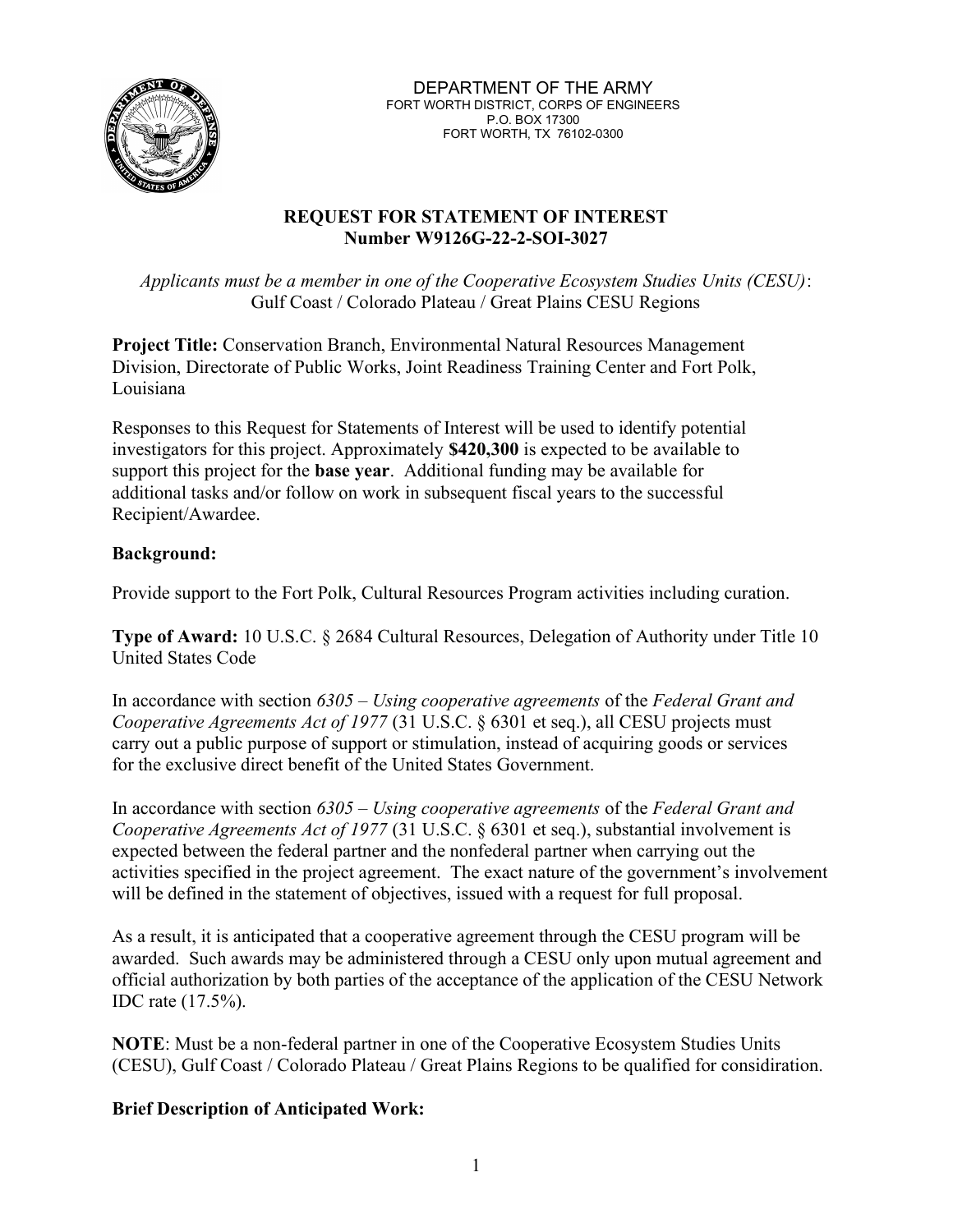DEPARTMENT OF THE ARMY
FORT WORTH DISTRICT, CORPS OF ENGINEERS
P.O. BOX 17300
FORT WORTH, TX 76102-0300

**REQUEST FOR STATEMENT OF INTEREST**
**Number W9126G-22-2-SOI-3027**

*Applicants must be a member in one of the Cooperative Ecosystem Studies Units (CESU)*:
Gulf Coast / Colorado Plateau / Great Plains CESU Regions

**Project Title:** Conservation Branch, Environmental Natural Resources Management Division, Directorate of Public Works, Joint Readiness Training Center and Fort Polk, Louisiana

Responses to this Request for Statements of Interest will be used to identify potential investigators for this project. Approximately **$420,300** is expected to be available to support this project for the **base year**. Additional funding may be available for additional tasks and/or follow on work in subsequent fiscal years to the successful Recipient/Awardee.

**Background:**

Provide support to the Fort Polk, Cultural Resources Program activities including curation.

**Type of Award:** 10 U.S.C. § 2684 Cultural Resources, Delegation of Authority under Title 10 United States Code

In accordance with section *6305 – Using cooperative agreements* of the *Federal Grant and Cooperative Agreements Act of 1977* (31 U.S.C. § 6301 et seq.), all CESU projects must carry out a public purpose of support or stimulation, instead of acquiring goods or services for the exclusive direct benefit of the United States Government.

In accordance with section *6305 – Using cooperative agreements* of the *Federal Grant and Cooperative Agreements Act of 1977* (31 U.S.C. § 6301 et seq.), substantial involvement is expected between the federal partner and the nonfederal partner when carrying out the activities specified in the project agreement. The exact nature of the government's involvement will be defined in the statement of objectives, issued with a request for full proposal.

As a result, it is anticipated that a cooperative agreement through the CESU program will be awarded. Such awards may be administered through a CESU only upon mutual agreement and official authorization by both parties of the acceptance of the application of the CESU Network IDC rate (17.5%).

**NOTE**: Must be a non-federal partner in one of the Cooperative Ecosystem Studies Units (CESU), Gulf Coast / Colorado Plateau / Great Plains Regions to be qualified for considiration.

**Brief Description of Anticipated Work:**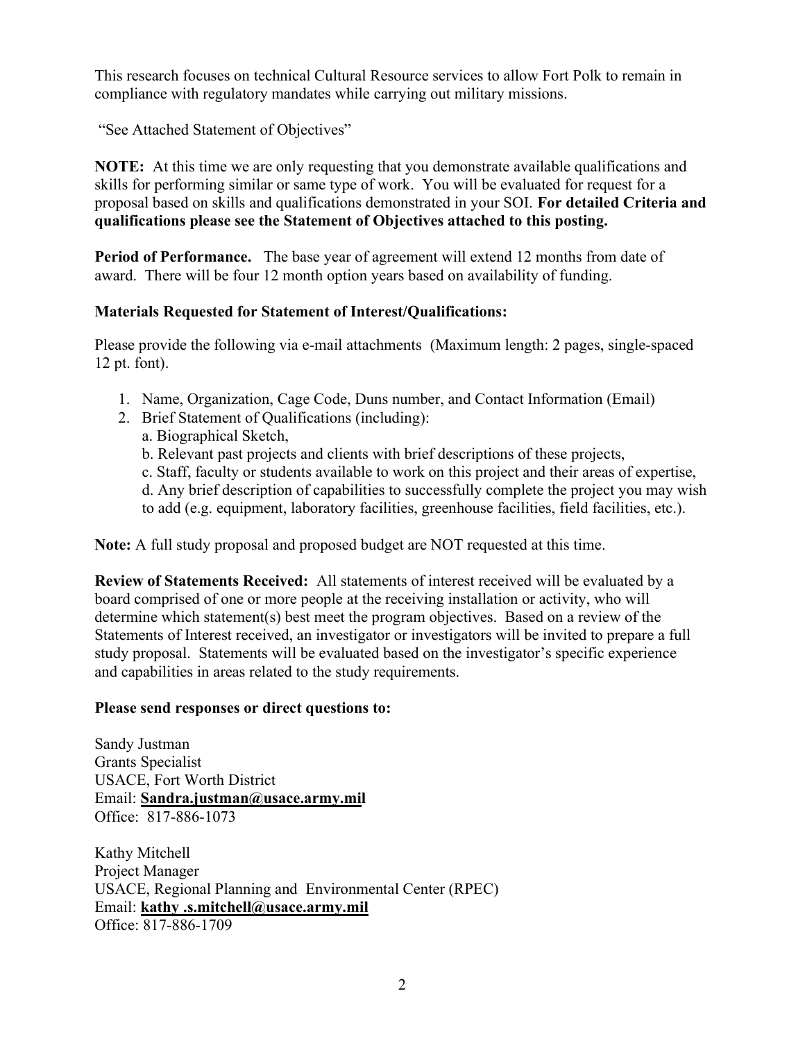This research focuses on technical Cultural Resource services to allow Fort Polk to remain in compliance with regulatory mandates while carrying out military missions.

"See Attached Statement of Objectives"

**NOTE:** At this time we are only requesting that you demonstrate available qualifications and skills for performing similar or same type of work. You will be evaluated for request for a proposal based on skills and qualifications demonstrated in your SOI. **For detailed Criteria and qualifications please see the Statement of Objectives attached to this posting.**

**Period of Performance.** The base year of agreement will extend 12 months from date of award. There will be four 12 month option years based on availability of funding.

**Materials Requested for Statement of Interest/Qualifications:**

Please provide the following via e-mail attachments (Maximum length: 2 pages, single-spaced 12 pt. font).

1. Name, Organization, Cage Code, Duns number, and Contact Information (Email)
2. Brief Statement of Qualifications (including):
   a. Biographical Sketch,
   b. Relevant past projects and clients with brief descriptions of these projects,
   c. Staff, faculty or students available to work on this project and their areas of expertise,
   d. Any brief description of capabilities to successfully complete the project you may wish to add (e.g. equipment, laboratory facilities, greenhouse facilities, field facilities, etc.).

**Note:** A full study proposal and proposed budget are NOT requested at this time.

**Review of Statements Received:** All statements of interest received will be evaluated by a board comprised of one or more people at the receiving installation or activity, who will determine which statement(s) best meet the program objectives. Based on a review of the Statements of Interest received, an investigator or investigators will be invited to prepare a full study proposal. Statements will be evaluated based on the investigator's specific experience and capabilities in areas related to the study requirements.

**Please send responses or direct questions to:**

Sandy Justman
Grants Specialist
USACE, Fort Worth District
Email: **Sandra.justman@usace.army.mil**
Office: 817-886-1073

Kathy Mitchell
Project Manager
USACE, Regional Planning and Environmental Center (RPEC)
Email: **kathy .s.mitchell@usace.army.mil**
Office: 817-886-1709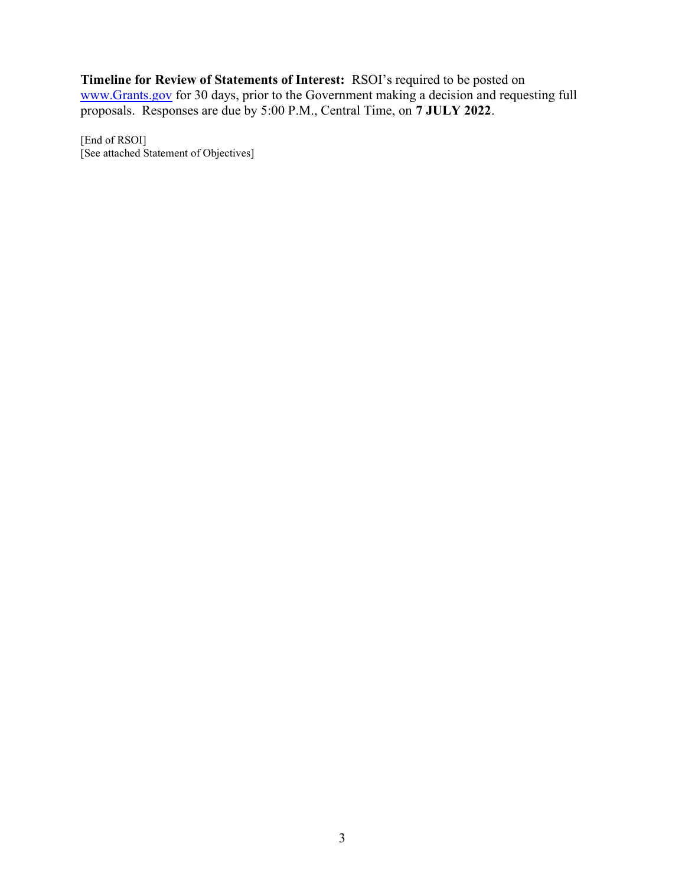**Timeline for Review of Statements of Interest:** RSOI's required to be posted on www.Grants.gov for 30 days, prior to the Government making a decision and requesting full proposals. Responses are due by 5:00 P.M., Central Time, on **7 JULY 2022**.

[End of RSOI]
[See attached Statement of Objectives]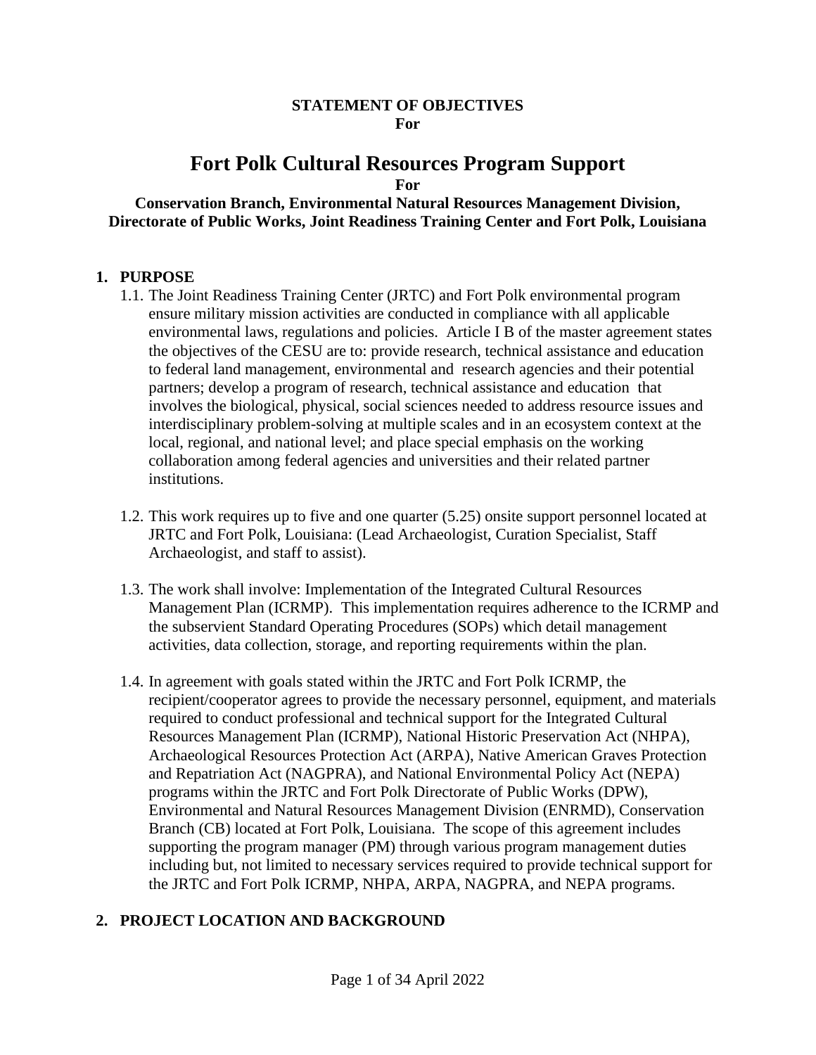**STATEMENT OF OBJECTIVES**
**For**

# Fort Polk Cultural Resources Program Support

**For**

**Conservation Branch, Environmental Natural Resources Management Division, Directorate of Public Works, Joint Readiness Training Center and Fort Polk, Louisiana**

## 1. PURPOSE

1.1. The Joint Readiness Training Center (JRTC) and Fort Polk environmental program ensure military mission activities are conducted in compliance with all applicable environmental laws, regulations and policies. Article I B of the master agreement states the objectives of the CESU are to: provide research, technical assistance and education to federal land management, environmental and research agencies and their potential partners; develop a program of research, technical assistance and education that involves the biological, physical, social sciences needed to address resource issues and interdisciplinary problem-solving at multiple scales and in an ecosystem context at the local, regional, and national level; and place special emphasis on the working collaboration among federal agencies and universities and their related partner institutions.

1.2. This work requires up to five and one quarter (5.25) onsite support personnel located at JRTC and Fort Polk, Louisiana: (Lead Archaeologist, Curation Specialist, Staff Archaeologist, and staff to assist).

1.3. The work shall involve: Implementation of the Integrated Cultural Resources Management Plan (ICRMP). This implementation requires adherence to the ICRMP and the subservient Standard Operating Procedures (SOPs) which detail management activities, data collection, storage, and reporting requirements within the plan.

1.4. In agreement with goals stated within the JRTC and Fort Polk ICRMP, the recipient/cooperator agrees to provide the necessary personnel, equipment, and materials required to conduct professional and technical support for the Integrated Cultural Resources Management Plan (ICRMP), National Historic Preservation Act (NHPA), Archaeological Resources Protection Act (ARPA), Native American Graves Protection and Repatriation Act (NAGPRA), and National Environmental Policy Act (NEPA) programs within the JRTC and Fort Polk Directorate of Public Works (DPW), Environmental and Natural Resources Management Division (ENRMD), Conservation Branch (CB) located at Fort Polk, Louisiana. The scope of this agreement includes supporting the program manager (PM) through various program management duties including but, not limited to necessary services required to provide technical support for the JRTC and Fort Polk ICRMP, NHPA, ARPA, NAGPRA, and NEPA programs.

## 2. PROJECT LOCATION AND BACKGROUND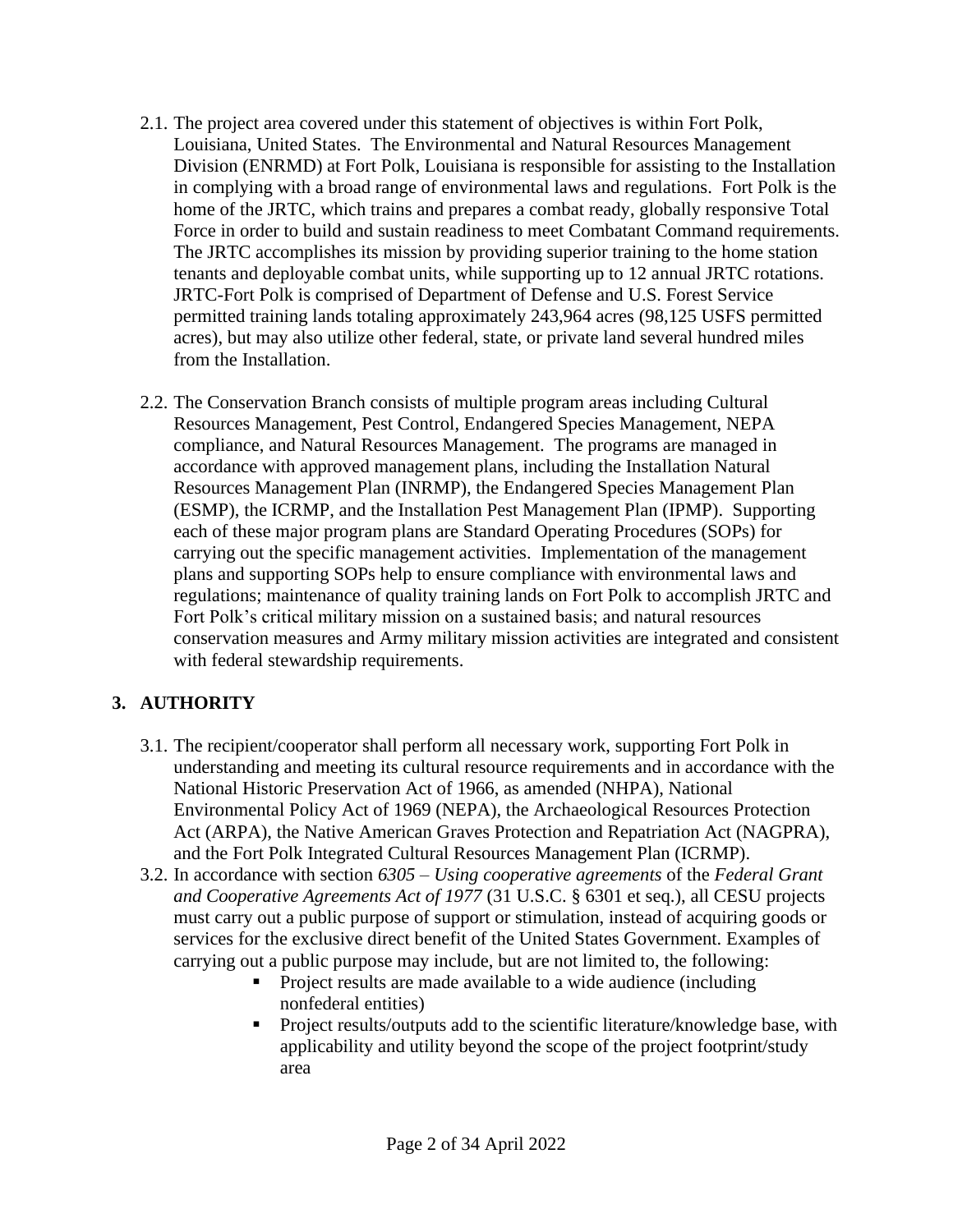2.1. The project area covered under this statement of objectives is within Fort Polk, Louisiana, United States. The Environmental and Natural Resources Management Division (ENRMD) at Fort Polk, Louisiana is responsible for assisting to the Installation in complying with a broad range of environmental laws and regulations. Fort Polk is the home of the JRTC, which trains and prepares a combat ready, globally responsive Total Force in order to build and sustain readiness to meet Combatant Command requirements. The JRTC accomplishes its mission by providing superior training to the home station tenants and deployable combat units, while supporting up to 12 annual JRTC rotations. JRTC-Fort Polk is comprised of Department of Defense and U.S. Forest Service permitted training lands totaling approximately 243,964 acres (98,125 USFS permitted acres), but may also utilize other federal, state, or private land several hundred miles from the Installation.

2.2. The Conservation Branch consists of multiple program areas including Cultural Resources Management, Pest Control, Endangered Species Management, NEPA compliance, and Natural Resources Management. The programs are managed in accordance with approved management plans, including the Installation Natural Resources Management Plan (INRMP), the Endangered Species Management Plan (ESMP), the ICRMP, and the Installation Pest Management Plan (IPMP). Supporting each of these major program plans are Standard Operating Procedures (SOPs) for carrying out the specific management activities. Implementation of the management plans and supporting SOPs help to ensure compliance with environmental laws and regulations; maintenance of quality training lands on Fort Polk to accomplish JRTC and Fort Polk's critical military mission on a sustained basis; and natural resources conservation measures and Army military mission activities are integrated and consistent with federal stewardship requirements.

## 3. AUTHORITY

3.1. The recipient/cooperator shall perform all necessary work, supporting Fort Polk in understanding and meeting its cultural resource requirements and in accordance with the National Historic Preservation Act of 1966, as amended (NHPA), National Environmental Policy Act of 1969 (NEPA), the Archaeological Resources Protection Act (ARPA), the Native American Graves Protection and Repatriation Act (NAGPRA), and the Fort Polk Integrated Cultural Resources Management Plan (ICRMP).

3.2. In accordance with section *6305 – Using cooperative agreements* of the *Federal Grant and Cooperative Agreements Act of 1977* (31 U.S.C. § 6301 et seq.), all CESU projects must carry out a public purpose of support or stimulation, instead of acquiring goods or services for the exclusive direct benefit of the United States Government. Examples of carrying out a public purpose may include, but are not limited to, the following:

- Project results are made available to a wide audience (including nonfederal entities)
- Project results/outputs add to the scientific literature/knowledge base, with applicability and utility beyond the scope of the project footprint/study area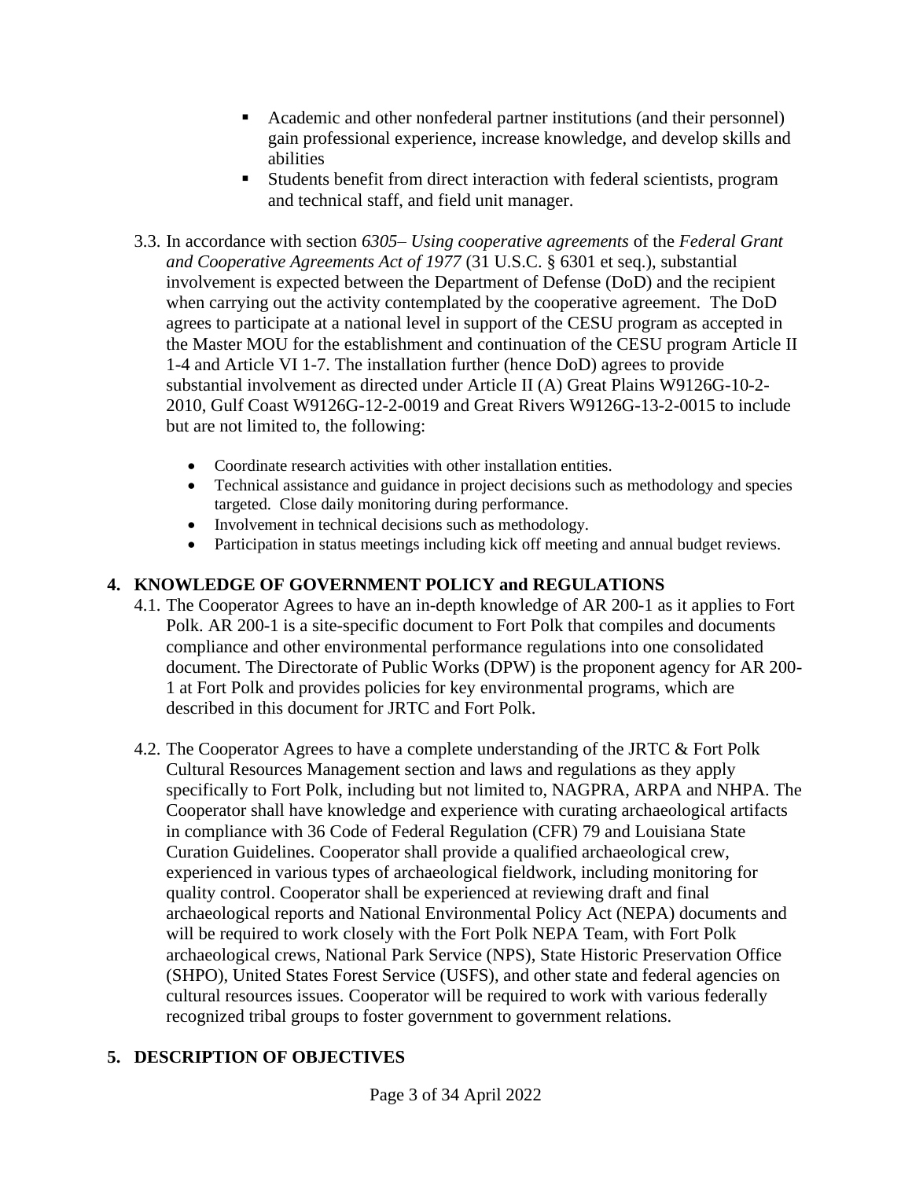- Academic and other nonfederal partner institutions (and their personnel) gain professional experience, increase knowledge, and develop skills and abilities
- Students benefit from direct interaction with federal scientists, program and technical staff, and field unit manager.

3.3. In accordance with section *6305– Using cooperative agreements* of the *Federal Grant and Cooperative Agreements Act of 1977* (31 U.S.C. § 6301 et seq.), substantial involvement is expected between the Department of Defense (DoD) and the recipient when carrying out the activity contemplated by the cooperative agreement. The DoD agrees to participate at a national level in support of the CESU program as accepted in the Master MOU for the establishment and continuation of the CESU program Article II 1-4 and Article VI 1-7. The installation further (hence DoD) agrees to provide substantial involvement as directed under Article II (A) Great Plains W9126G-10-2-2010, Gulf Coast W9126G-12-2-0019 and Great Rivers W9126G-13-2-0015 to include but are not limited to, the following:

- Coordinate research activities with other installation entities.
- Technical assistance and guidance in project decisions such as methodology and species targeted. Close daily monitoring during performance.
- Involvement in technical decisions such as methodology.
- Participation in status meetings including kick off meeting and annual budget reviews.

## 4. KNOWLEDGE OF GOVERNMENT POLICY and REGULATIONS

4.1. The Cooperator Agrees to have an in-depth knowledge of AR 200-1 as it applies to Fort Polk. AR 200-1 is a site-specific document to Fort Polk that compiles and documents compliance and other environmental performance regulations into one consolidated document. The Directorate of Public Works (DPW) is the proponent agency for AR 200-1 at Fort Polk and provides policies for key environmental programs, which are described in this document for JRTC and Fort Polk.

4.2. The Cooperator Agrees to have a complete understanding of the JRTC & Fort Polk Cultural Resources Management section and laws and regulations as they apply specifically to Fort Polk, including but not limited to, NAGPRA, ARPA and NHPA. The Cooperator shall have knowledge and experience with curating archaeological artifacts in compliance with 36 Code of Federal Regulation (CFR) 79 and Louisiana State Curation Guidelines. Cooperator shall provide a qualified archaeological crew, experienced in various types of archaeological fieldwork, including monitoring for quality control. Cooperator shall be experienced at reviewing draft and final archaeological reports and National Environmental Policy Act (NEPA) documents and will be required to work closely with the Fort Polk NEPA Team, with Fort Polk archaeological crews, National Park Service (NPS), State Historic Preservation Office (SHPO), United States Forest Service (USFS), and other state and federal agencies on cultural resources issues. Cooperator will be required to work with various federally recognized tribal groups to foster government to government relations.

## 5. DESCRIPTION OF OBJECTIVES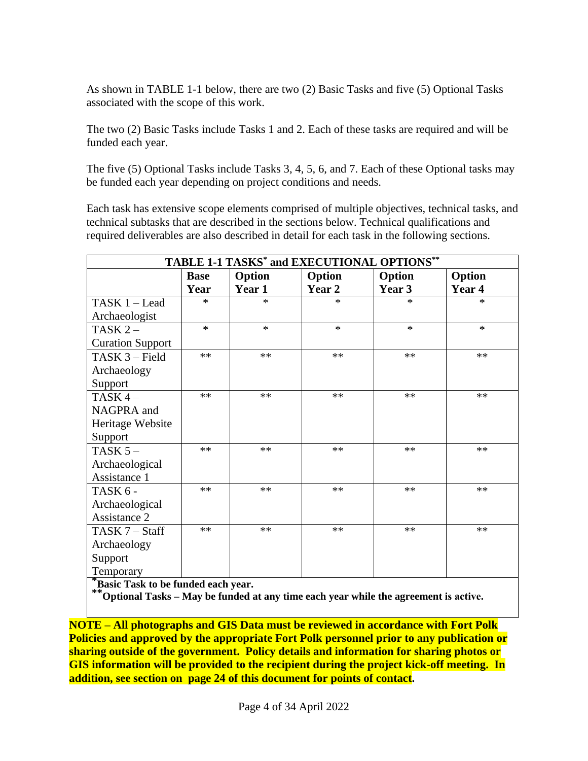As shown in TABLE 1-1 below, there are two (2) Basic Tasks and five (5) Optional Tasks associated with the scope of this work.

The two (2) Basic Tasks include Tasks 1 and 2. Each of these tasks are required and will be funded each year.

The five (5) Optional Tasks include Tasks 3, 4, 5, 6, and 7. Each of these Optional tasks may be funded each year depending on project conditions and needs.

Each task has extensive scope elements comprised of multiple objectives, technical tasks, and technical subtasks that are described in the sections below. Technical qualifications and required deliverables are also described in detail for each task in the following sections.

**TABLE 1-1 TASKS* and EXECUTIONAL OPTIONS****

| | **Base Year** | **Option Year 1** | **Option Year 2** | **Option Year 3** | **Option Year 4** |
|---|---|---|---|---|---|
| TASK 1 – Lead Archaeologist | * | * | * | * | * |
| TASK 2 – Curation Support | * | * | * | * | * |
| TASK 3 – Field Archaeology Support | ** | ** | ** | ** | ** |
| TASK 4 – NAGPRA and Heritage Website Support | ** | ** | ** | ** | ** |
| TASK 5 – Archaeological Assistance 1 | ** | ** | ** | ** | ** |
| TASK 6 - Archaeological Assistance 2 | ** | ** | ** | ** | ** |
| TASK 7 – Staff Archaeology Support Temporary | ** | ** | ** | ** | ** |

**\*Basic Task to be funded each year.**
**\*\*Optional Tasks – May be funded at any time each year while the agreement is active.**

**NOTE – All photographs and GIS Data must be reviewed in accordance with Fort Polk Policies and approved by the appropriate Fort Polk personnel prior to any publication or sharing outside of the government. Policy details and information for sharing photos or GIS information will be provided to the recipient during the project kick-off meeting. In addition, see section on page 24 of this document for points of contact.**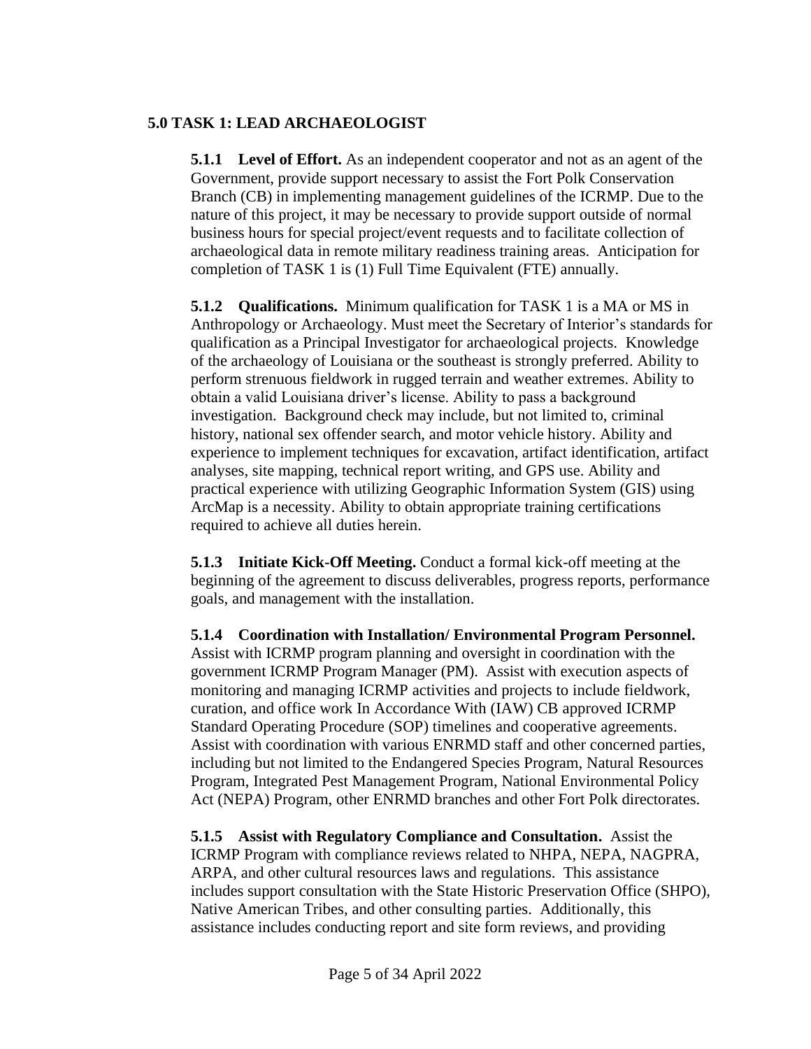## 5.0 TASK 1: LEAD ARCHAEOLOGIST

**5.1.1 Level of Effort.** As an independent cooperator and not as an agent of the Government, provide support necessary to assist the Fort Polk Conservation Branch (CB) in implementing management guidelines of the ICRMP. Due to the nature of this project, it may be necessary to provide support outside of normal business hours for special project/event requests and to facilitate collection of archaeological data in remote military readiness training areas. Anticipation for completion of TASK 1 is (1) Full Time Equivalent (FTE) annually.

**5.1.2 Qualifications.** Minimum qualification for TASK 1 is a MA or MS in Anthropology or Archaeology. Must meet the Secretary of Interior's standards for qualification as a Principal Investigator for archaeological projects. Knowledge of the archaeology of Louisiana or the southeast is strongly preferred. Ability to perform strenuous fieldwork in rugged terrain and weather extremes. Ability to obtain a valid Louisiana driver's license. Ability to pass a background investigation. Background check may include, but not limited to, criminal history, national sex offender search, and motor vehicle history. Ability and experience to implement techniques for excavation, artifact identification, artifact analyses, site mapping, technical report writing, and GPS use. Ability and practical experience with utilizing Geographic Information System (GIS) using ArcMap is a necessity. Ability to obtain appropriate training certifications required to achieve all duties herein.

**5.1.3 Initiate Kick-Off Meeting.** Conduct a formal kick-off meeting at the beginning of the agreement to discuss deliverables, progress reports, performance goals, and management with the installation.

**5.1.4 Coordination with Installation/ Environmental Program Personnel.** Assist with ICRMP program planning and oversight in coordination with the government ICRMP Program Manager (PM). Assist with execution aspects of monitoring and managing ICRMP activities and projects to include fieldwork, curation, and office work In Accordance With (IAW) CB approved ICRMP Standard Operating Procedure (SOP) timelines and cooperative agreements. Assist with coordination with various ENRMD staff and other concerned parties, including but not limited to the Endangered Species Program, Natural Resources Program, Integrated Pest Management Program, National Environmental Policy Act (NEPA) Program, other ENRMD branches and other Fort Polk directorates.

**5.1.5 Assist with Regulatory Compliance and Consultation.** Assist the ICRMP Program with compliance reviews related to NHPA, NEPA, NAGPRA, ARPA, and other cultural resources laws and regulations. This assistance includes support consultation with the State Historic Preservation Office (SHPO), Native American Tribes, and other consulting parties. Additionally, this assistance includes conducting report and site form reviews, and providing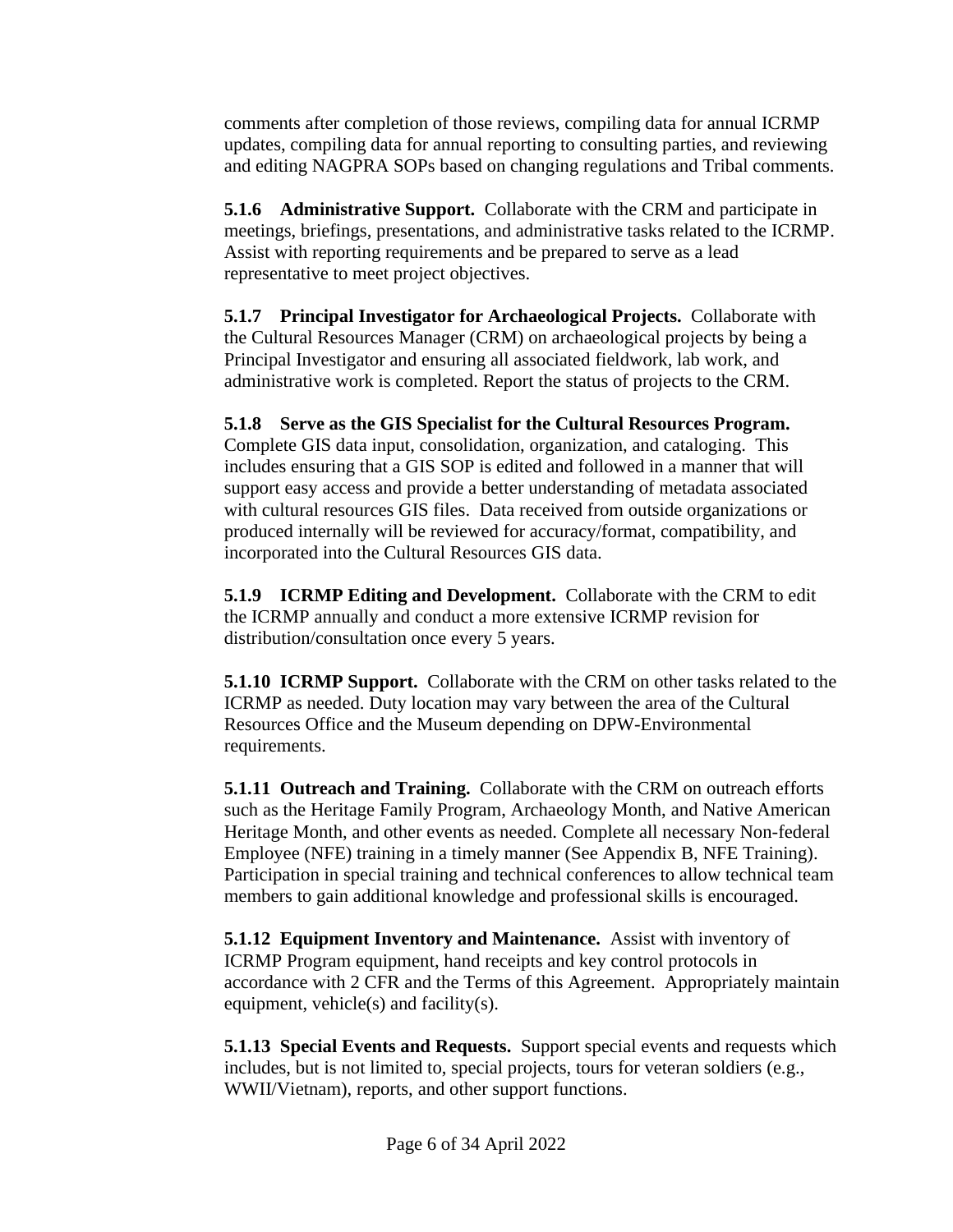comments after completion of those reviews, compiling data for annual ICRMP updates, compiling data for annual reporting to consulting parties, and reviewing and editing NAGPRA SOPs based on changing regulations and Tribal comments.

**5.1.6 Administrative Support.** Collaborate with the CRM and participate in meetings, briefings, presentations, and administrative tasks related to the ICRMP. Assist with reporting requirements and be prepared to serve as a lead representative to meet project objectives.

**5.1.7 Principal Investigator for Archaeological Projects.** Collaborate with the Cultural Resources Manager (CRM) on archaeological projects by being a Principal Investigator and ensuring all associated fieldwork, lab work, and administrative work is completed. Report the status of projects to the CRM.

**5.1.8 Serve as the GIS Specialist for the Cultural Resources Program.** Complete GIS data input, consolidation, organization, and cataloging. This includes ensuring that a GIS SOP is edited and followed in a manner that will support easy access and provide a better understanding of metadata associated with cultural resources GIS files. Data received from outside organizations or produced internally will be reviewed for accuracy/format, compatibility, and incorporated into the Cultural Resources GIS data.

**5.1.9 ICRMP Editing and Development.** Collaborate with the CRM to edit the ICRMP annually and conduct a more extensive ICRMP revision for distribution/consultation once every 5 years.

**5.1.10 ICRMP Support.** Collaborate with the CRM on other tasks related to the ICRMP as needed. Duty location may vary between the area of the Cultural Resources Office and the Museum depending on DPW-Environmental requirements.

**5.1.11 Outreach and Training.** Collaborate with the CRM on outreach efforts such as the Heritage Family Program, Archaeology Month, and Native American Heritage Month, and other events as needed. Complete all necessary Non-federal Employee (NFE) training in a timely manner (See Appendix B, NFE Training). Participation in special training and technical conferences to allow technical team members to gain additional knowledge and professional skills is encouraged.

**5.1.12 Equipment Inventory and Maintenance.** Assist with inventory of ICRMP Program equipment, hand receipts and key control protocols in accordance with 2 CFR and the Terms of this Agreement. Appropriately maintain equipment, vehicle(s) and facility(s).

**5.1.13 Special Events and Requests.** Support special events and requests which includes, but is not limited to, special projects, tours for veteran soldiers (e.g., WWII/Vietnam), reports, and other support functions.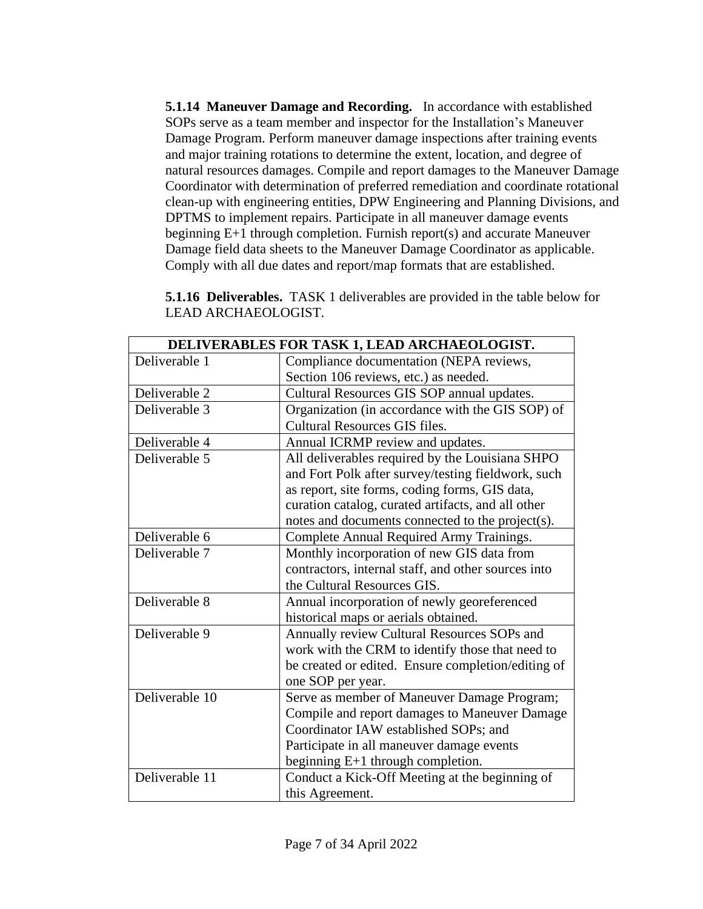**5.1.14 Maneuver Damage and Recording.** In accordance with established SOPs serve as a team member and inspector for the Installation's Maneuver Damage Program. Perform maneuver damage inspections after training events and major training rotations to determine the extent, location, and degree of natural resources damages. Compile and report damages to the Maneuver Damage Coordinator with determination of preferred remediation and coordinate rotational clean-up with engineering entities, DPW Engineering and Planning Divisions, and DPTMS to implement repairs. Participate in all maneuver damage events beginning E+1 through completion. Furnish report(s) and accurate Maneuver Damage field data sheets to the Maneuver Damage Coordinator as applicable. Comply with all due dates and report/map formats that are established.

**5.1.16 Deliverables.** TASK 1 deliverables are provided in the table below for LEAD ARCHAEOLOGIST.

| **DELIVERABLES FOR TASK 1, LEAD ARCHAEOLOGIST.** | |
|---|---|
| Deliverable 1 | Compliance documentation (NEPA reviews, Section 106 reviews, etc.) as needed. |
| Deliverable 2 | Cultural Resources GIS SOP annual updates. |
| Deliverable 3 | Organization (in accordance with the GIS SOP) of Cultural Resources GIS files. |
| Deliverable 4 | Annual ICRMP review and updates. |
| Deliverable 5 | All deliverables required by the Louisiana SHPO and Fort Polk after survey/testing fieldwork, such as report, site forms, coding forms, GIS data, curation catalog, curated artifacts, and all other notes and documents connected to the project(s). |
| Deliverable 6 | Complete Annual Required Army Trainings. |
| Deliverable 7 | Monthly incorporation of new GIS data from contractors, internal staff, and other sources into the Cultural Resources GIS. |
| Deliverable 8 | Annual incorporation of newly georeferenced historical maps or aerials obtained. |
| Deliverable 9 | Annually review Cultural Resources SOPs and work with the CRM to identify those that need to be created or edited. Ensure completion/editing of one SOP per year. |
| Deliverable 10 | Serve as member of Maneuver Damage Program; Compile and report damages to Maneuver Damage Coordinator IAW established SOPs; and Participate in all maneuver damage events beginning E+1 through completion. |
| Deliverable 11 | Conduct a Kick-Off Meeting at the beginning of this Agreement. |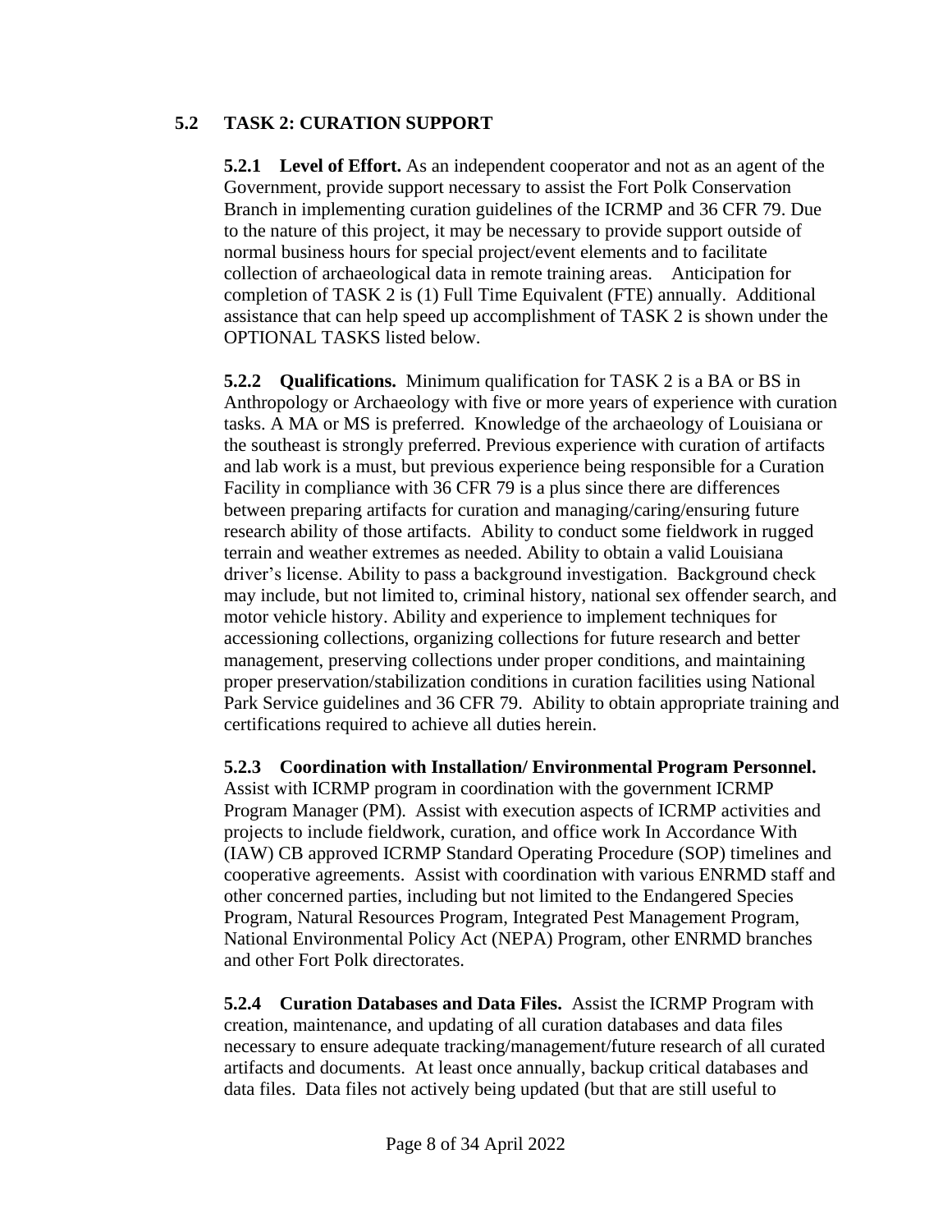## 5.2 TASK 2: CURATION SUPPORT

**5.2.1 Level of Effort.** As an independent cooperator and not as an agent of the Government, provide support necessary to assist the Fort Polk Conservation Branch in implementing curation guidelines of the ICRMP and 36 CFR 79. Due to the nature of this project, it may be necessary to provide support outside of normal business hours for special project/event elements and to facilitate collection of archaeological data in remote training areas. Anticipation for completion of TASK 2 is (1) Full Time Equivalent (FTE) annually. Additional assistance that can help speed up accomplishment of TASK 2 is shown under the OPTIONAL TASKS listed below.

**5.2.2 Qualifications.** Minimum qualification for TASK 2 is a BA or BS in Anthropology or Archaeology with five or more years of experience with curation tasks. A MA or MS is preferred. Knowledge of the archaeology of Louisiana or the southeast is strongly preferred. Previous experience with curation of artifacts and lab work is a must, but previous experience being responsible for a Curation Facility in compliance with 36 CFR 79 is a plus since there are differences between preparing artifacts for curation and managing/caring/ensuring future research ability of those artifacts. Ability to conduct some fieldwork in rugged terrain and weather extremes as needed. Ability to obtain a valid Louisiana driver's license. Ability to pass a background investigation. Background check may include, but not limited to, criminal history, national sex offender search, and motor vehicle history. Ability and experience to implement techniques for accessioning collections, organizing collections for future research and better management, preserving collections under proper conditions, and maintaining proper preservation/stabilization conditions in curation facilities using National Park Service guidelines and 36 CFR 79. Ability to obtain appropriate training and certifications required to achieve all duties herein.

**5.2.3 Coordination with Installation/ Environmental Program Personnel.** Assist with ICRMP program in coordination with the government ICRMP Program Manager (PM). Assist with execution aspects of ICRMP activities and projects to include fieldwork, curation, and office work In Accordance With (IAW) CB approved ICRMP Standard Operating Procedure (SOP) timelines and cooperative agreements. Assist with coordination with various ENRMD staff and other concerned parties, including but not limited to the Endangered Species Program, Natural Resources Program, Integrated Pest Management Program, National Environmental Policy Act (NEPA) Program, other ENRMD branches and other Fort Polk directorates.

**5.2.4 Curation Databases and Data Files.** Assist the ICRMP Program with creation, maintenance, and updating of all curation databases and data files necessary to ensure adequate tracking/management/future research of all curated artifacts and documents. At least once annually, backup critical databases and data files. Data files not actively being updated (but that are still useful to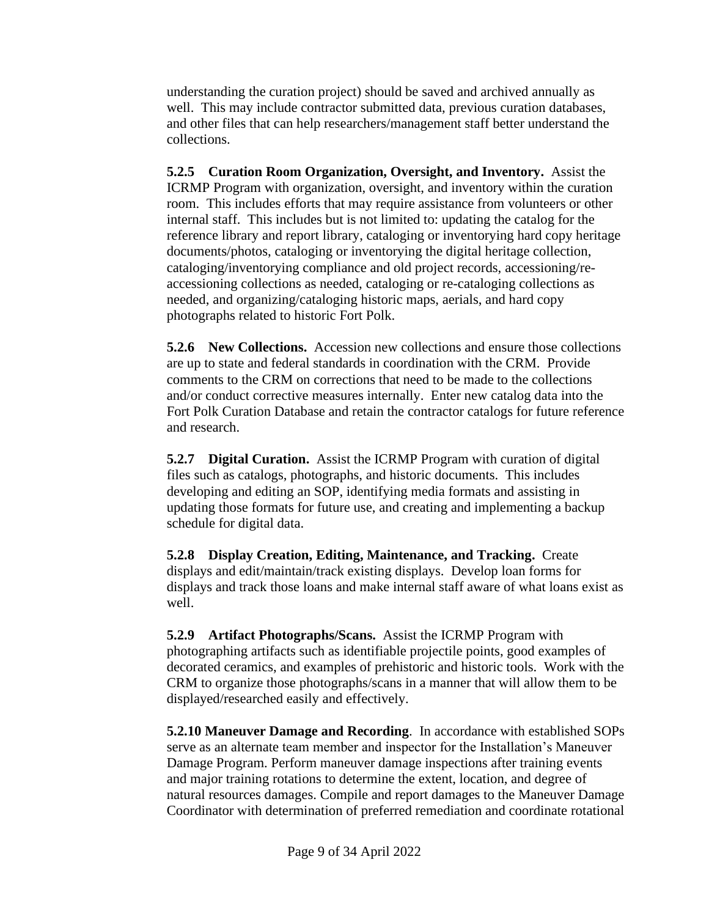understanding the curation project) should be saved and archived annually as well. This may include contractor submitted data, previous curation databases, and other files that can help researchers/management staff better understand the collections.

**5.2.5 Curation Room Organization, Oversight, and Inventory.** Assist the ICRMP Program with organization, oversight, and inventory within the curation room. This includes efforts that may require assistance from volunteers or other internal staff. This includes but is not limited to: updating the catalog for the reference library and report library, cataloging or inventorying hard copy heritage documents/photos, cataloging or inventorying the digital heritage collection, cataloging/inventorying compliance and old project records, accessioning/re-accessioning collections as needed, cataloging or re-cataloging collections as needed, and organizing/cataloging historic maps, aerials, and hard copy photographs related to historic Fort Polk.

**5.2.6 New Collections.** Accession new collections and ensure those collections are up to state and federal standards in coordination with the CRM. Provide comments to the CRM on corrections that need to be made to the collections and/or conduct corrective measures internally. Enter new catalog data into the Fort Polk Curation Database and retain the contractor catalogs for future reference and research.

**5.2.7 Digital Curation.** Assist the ICRMP Program with curation of digital files such as catalogs, photographs, and historic documents. This includes developing and editing an SOP, identifying media formats and assisting in updating those formats for future use, and creating and implementing a backup schedule for digital data.

**5.2.8 Display Creation, Editing, Maintenance, and Tracking.** Create displays and edit/maintain/track existing displays. Develop loan forms for displays and track those loans and make internal staff aware of what loans exist as well.

**5.2.9 Artifact Photographs/Scans.** Assist the ICRMP Program with photographing artifacts such as identifiable projectile points, good examples of decorated ceramics, and examples of prehistoric and historic tools. Work with the CRM to organize those photographs/scans in a manner that will allow them to be displayed/researched easily and effectively.

**5.2.10 Maneuver Damage and Recording**. In accordance with established SOPs serve as an alternate team member and inspector for the Installation's Maneuver Damage Program. Perform maneuver damage inspections after training events and major training rotations to determine the extent, location, and degree of natural resources damages. Compile and report damages to the Maneuver Damage Coordinator with determination of preferred remediation and coordinate rotational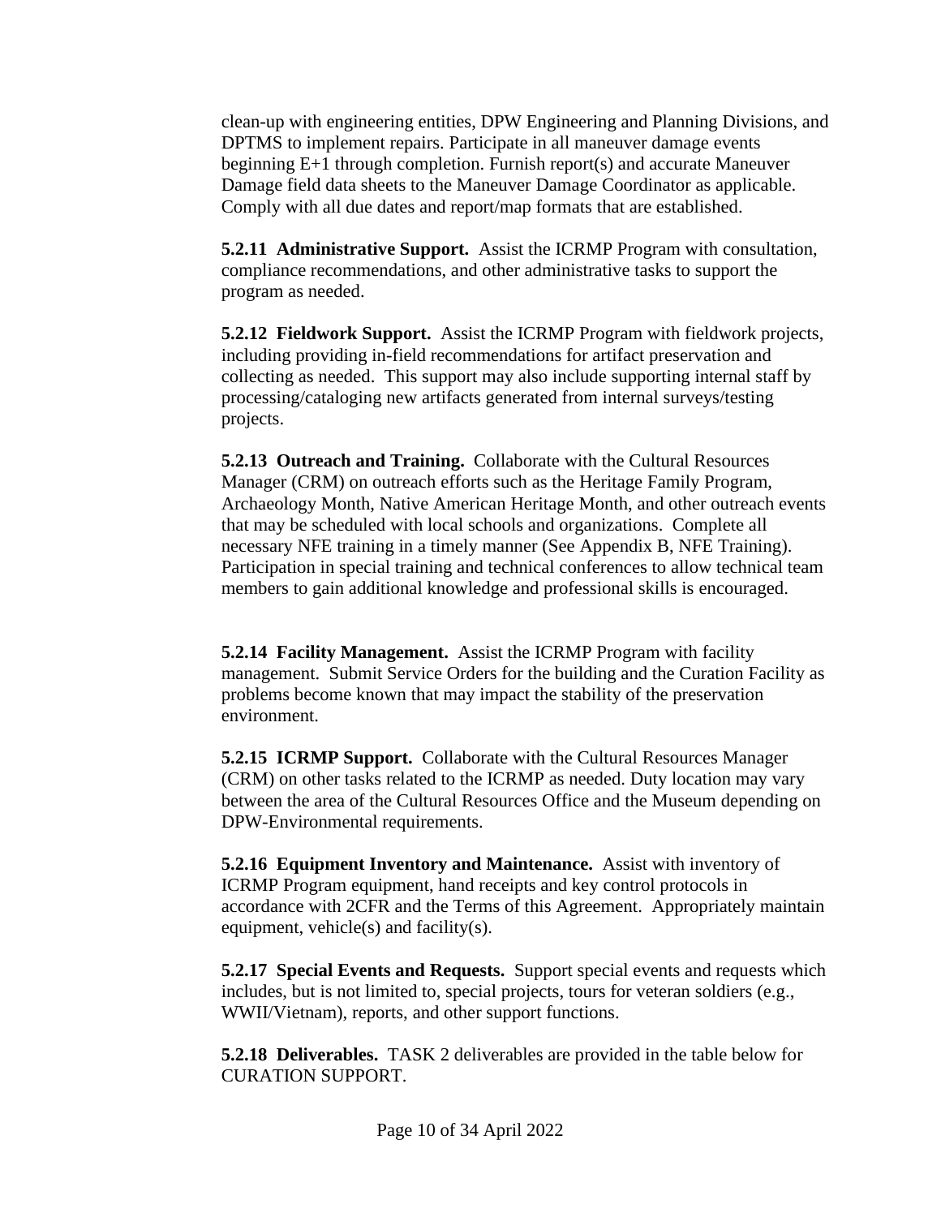clean-up with engineering entities, DPW Engineering and Planning Divisions, and DPTMS to implement repairs. Participate in all maneuver damage events beginning E+1 through completion. Furnish report(s) and accurate Maneuver Damage field data sheets to the Maneuver Damage Coordinator as applicable. Comply with all due dates and report/map formats that are established.

**5.2.11 Administrative Support.** Assist the ICRMP Program with consultation, compliance recommendations, and other administrative tasks to support the program as needed.

**5.2.12 Fieldwork Support.** Assist the ICRMP Program with fieldwork projects, including providing in-field recommendations for artifact preservation and collecting as needed. This support may also include supporting internal staff by processing/cataloging new artifacts generated from internal surveys/testing projects.

**5.2.13 Outreach and Training.** Collaborate with the Cultural Resources Manager (CRM) on outreach efforts such as the Heritage Family Program, Archaeology Month, Native American Heritage Month, and other outreach events that may be scheduled with local schools and organizations. Complete all necessary NFE training in a timely manner (See Appendix B, NFE Training). Participation in special training and technical conferences to allow technical team members to gain additional knowledge and professional skills is encouraged.

**5.2.14 Facility Management.** Assist the ICRMP Program with facility management. Submit Service Orders for the building and the Curation Facility as problems become known that may impact the stability of the preservation environment.

**5.2.15 ICRMP Support.** Collaborate with the Cultural Resources Manager (CRM) on other tasks related to the ICRMP as needed. Duty location may vary between the area of the Cultural Resources Office and the Museum depending on DPW-Environmental requirements.

**5.2.16 Equipment Inventory and Maintenance.** Assist with inventory of ICRMP Program equipment, hand receipts and key control protocols in accordance with 2CFR and the Terms of this Agreement. Appropriately maintain equipment, vehicle(s) and facility(s).

**5.2.17 Special Events and Requests.** Support special events and requests which includes, but is not limited to, special projects, tours for veteran soldiers (e.g., WWII/Vietnam), reports, and other support functions.

**5.2.18 Deliverables.** TASK 2 deliverables are provided in the table below for CURATION SUPPORT.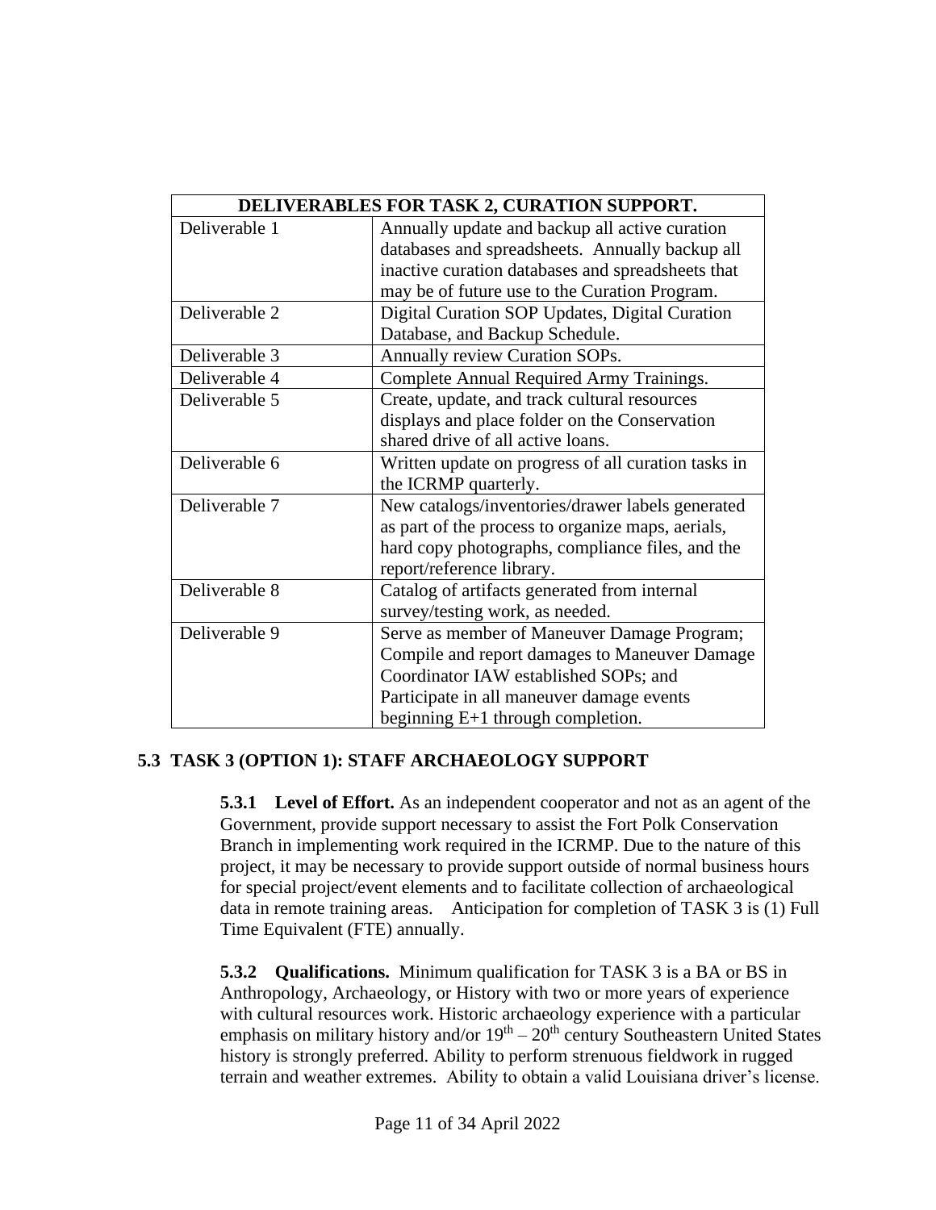| DELIVERABLES FOR TASK 2, CURATION SUPPORT. | |
|---|---|
| Deliverable 1 | Annually update and backup all active curation databases and spreadsheets. Annually backup all inactive curation databases and spreadsheets that may be of future use to the Curation Program. |
| Deliverable 2 | Digital Curation SOP Updates, Digital Curation Database, and Backup Schedule. |
| Deliverable 3 | Annually review Curation SOPs. |
| Deliverable 4 | Complete Annual Required Army Trainings. |
| Deliverable 5 | Create, update, and track cultural resources displays and place folder on the Conservation shared drive of all active loans. |
| Deliverable 6 | Written update on progress of all curation tasks in the ICRMP quarterly. |
| Deliverable 7 | New catalogs/inventories/drawer labels generated as part of the process to organize maps, aerials, hard copy photographs, compliance files, and the report/reference library. |
| Deliverable 8 | Catalog of artifacts generated from internal survey/testing work, as needed. |
| Deliverable 9 | Serve as member of Maneuver Damage Program; Compile and report damages to Maneuver Damage Coordinator IAW established SOPs; and Participate in all maneuver damage events beginning E+1 through completion. |

### 5.3 TASK 3 (OPTION 1): STAFF ARCHAEOLOGY SUPPORT

**5.3.1 Level of Effort.** As an independent cooperator and not as an agent of the Government, provide support necessary to assist the Fort Polk Conservation Branch in implementing work required in the ICRMP. Due to the nature of this project, it may be necessary to provide support outside of normal business hours for special project/event elements and to facilitate collection of archaeological data in remote training areas. Anticipation for completion of TASK 3 is (1) Full Time Equivalent (FTE) annually.

**5.3.2 Qualifications.** Minimum qualification for TASK 3 is a BA or BS in Anthropology, Archaeology, or History with two or more years of experience with cultural resources work. Historic archaeology experience with a particular emphasis on military history and/or 19th – 20th century Southeastern United States history is strongly preferred. Ability to perform strenuous fieldwork in rugged terrain and weather extremes. Ability to obtain a valid Louisiana driver's license.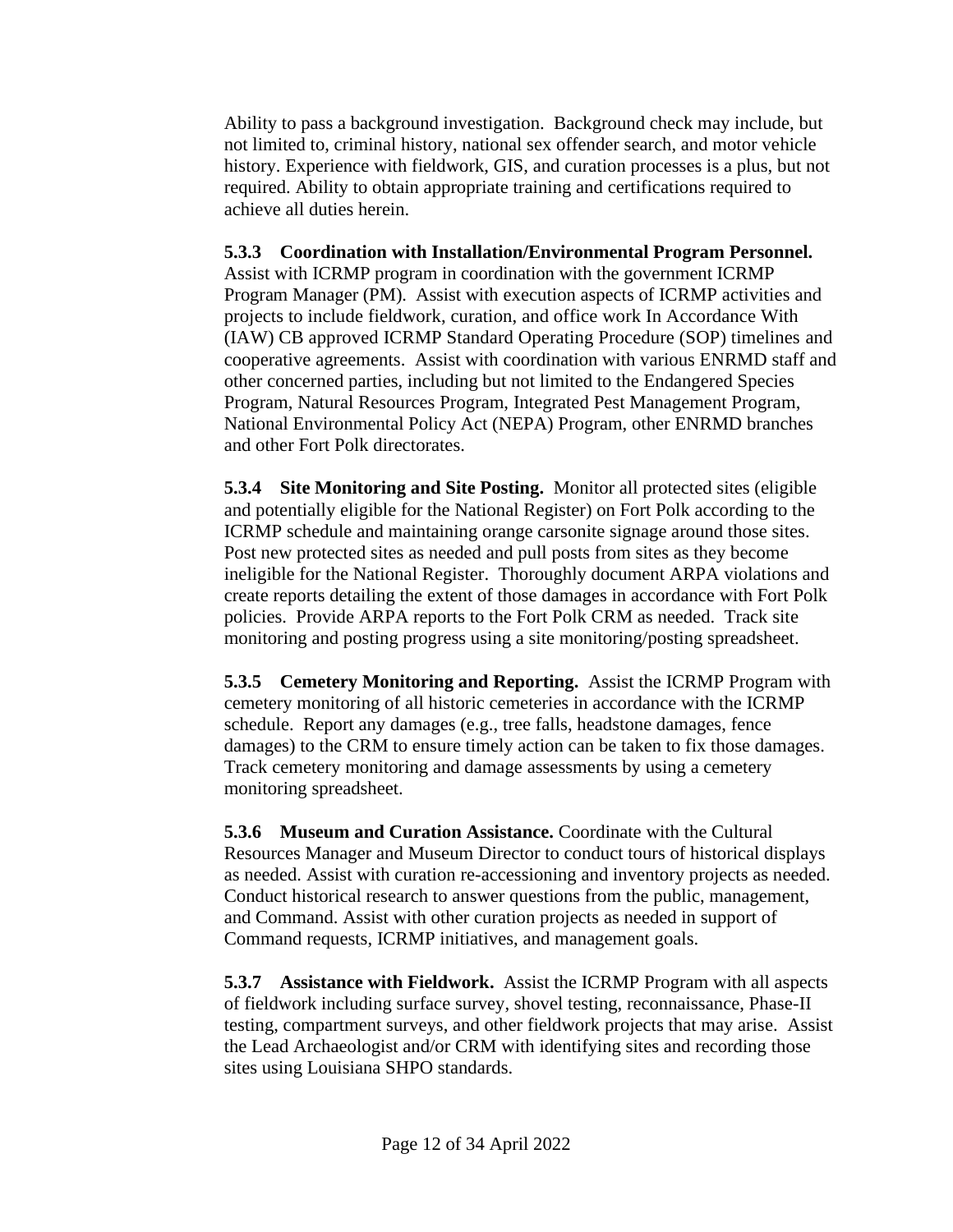Ability to pass a background investigation. Background check may include, but not limited to, criminal history, national sex offender search, and motor vehicle history. Experience with fieldwork, GIS, and curation processes is a plus, but not required. Ability to obtain appropriate training and certifications required to achieve all duties herein.

**5.3.3 Coordination with Installation/Environmental Program Personnel.** Assist with ICRMP program in coordination with the government ICRMP Program Manager (PM). Assist with execution aspects of ICRMP activities and projects to include fieldwork, curation, and office work In Accordance With (IAW) CB approved ICRMP Standard Operating Procedure (SOP) timelines and cooperative agreements. Assist with coordination with various ENRMD staff and other concerned parties, including but not limited to the Endangered Species Program, Natural Resources Program, Integrated Pest Management Program, National Environmental Policy Act (NEPA) Program, other ENRMD branches and other Fort Polk directorates.

**5.3.4 Site Monitoring and Site Posting.** Monitor all protected sites (eligible and potentially eligible for the National Register) on Fort Polk according to the ICRMP schedule and maintaining orange carsonite signage around those sites. Post new protected sites as needed and pull posts from sites as they become ineligible for the National Register. Thoroughly document ARPA violations and create reports detailing the extent of those damages in accordance with Fort Polk policies. Provide ARPA reports to the Fort Polk CRM as needed. Track site monitoring and posting progress using a site monitoring/posting spreadsheet.

**5.3.5 Cemetery Monitoring and Reporting.** Assist the ICRMP Program with cemetery monitoring of all historic cemeteries in accordance with the ICRMP schedule. Report any damages (e.g., tree falls, headstone damages, fence damages) to the CRM to ensure timely action can be taken to fix those damages. Track cemetery monitoring and damage assessments by using a cemetery monitoring spreadsheet.

**5.3.6 Museum and Curation Assistance.** Coordinate with the Cultural Resources Manager and Museum Director to conduct tours of historical displays as needed. Assist with curation re-accessioning and inventory projects as needed. Conduct historical research to answer questions from the public, management, and Command. Assist with other curation projects as needed in support of Command requests, ICRMP initiatives, and management goals.

**5.3.7 Assistance with Fieldwork.** Assist the ICRMP Program with all aspects of fieldwork including surface survey, shovel testing, reconnaissance, Phase-II testing, compartment surveys, and other fieldwork projects that may arise. Assist the Lead Archaeologist and/or CRM with identifying sites and recording those sites using Louisiana SHPO standards.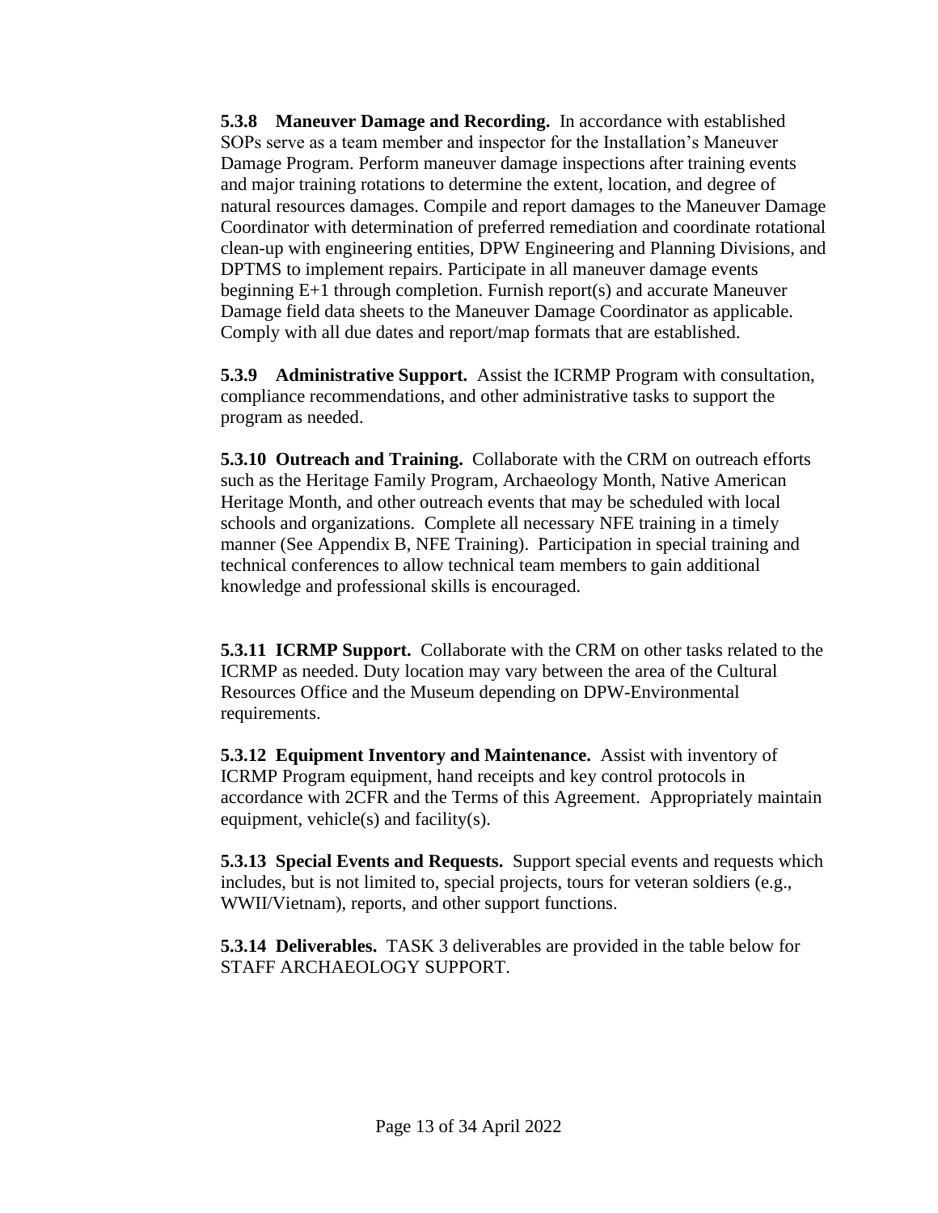**5.3.8 Maneuver Damage and Recording.** In accordance with established SOPs serve as a team member and inspector for the Installation's Maneuver Damage Program. Perform maneuver damage inspections after training events and major training rotations to determine the extent, location, and degree of natural resources damages. Compile and report damages to the Maneuver Damage Coordinator with determination of preferred remediation and coordinate rotational clean-up with engineering entities, DPW Engineering and Planning Divisions, and DPTMS to implement repairs. Participate in all maneuver damage events beginning E+1 through completion. Furnish report(s) and accurate Maneuver Damage field data sheets to the Maneuver Damage Coordinator as applicable. Comply with all due dates and report/map formats that are established.

**5.3.9 Administrative Support.** Assist the ICRMP Program with consultation, compliance recommendations, and other administrative tasks to support the program as needed.

**5.3.10 Outreach and Training.** Collaborate with the CRM on outreach efforts such as the Heritage Family Program, Archaeology Month, Native American Heritage Month, and other outreach events that may be scheduled with local schools and organizations. Complete all necessary NFE training in a timely manner (See Appendix B, NFE Training). Participation in special training and technical conferences to allow technical team members to gain additional knowledge and professional skills is encouraged.

**5.3.11 ICRMP Support.** Collaborate with the CRM on other tasks related to the ICRMP as needed. Duty location may vary between the area of the Cultural Resources Office and the Museum depending on DPW-Environmental requirements.

**5.3.12 Equipment Inventory and Maintenance.** Assist with inventory of ICRMP Program equipment, hand receipts and key control protocols in accordance with 2CFR and the Terms of this Agreement. Appropriately maintain equipment, vehicle(s) and facility(s).

**5.3.13 Special Events and Requests.** Support special events and requests which includes, but is not limited to, special projects, tours for veteran soldiers (e.g., WWII/Vietnam), reports, and other support functions.

**5.3.14 Deliverables.** TASK 3 deliverables are provided in the table below for STAFF ARCHAEOLOGY SUPPORT.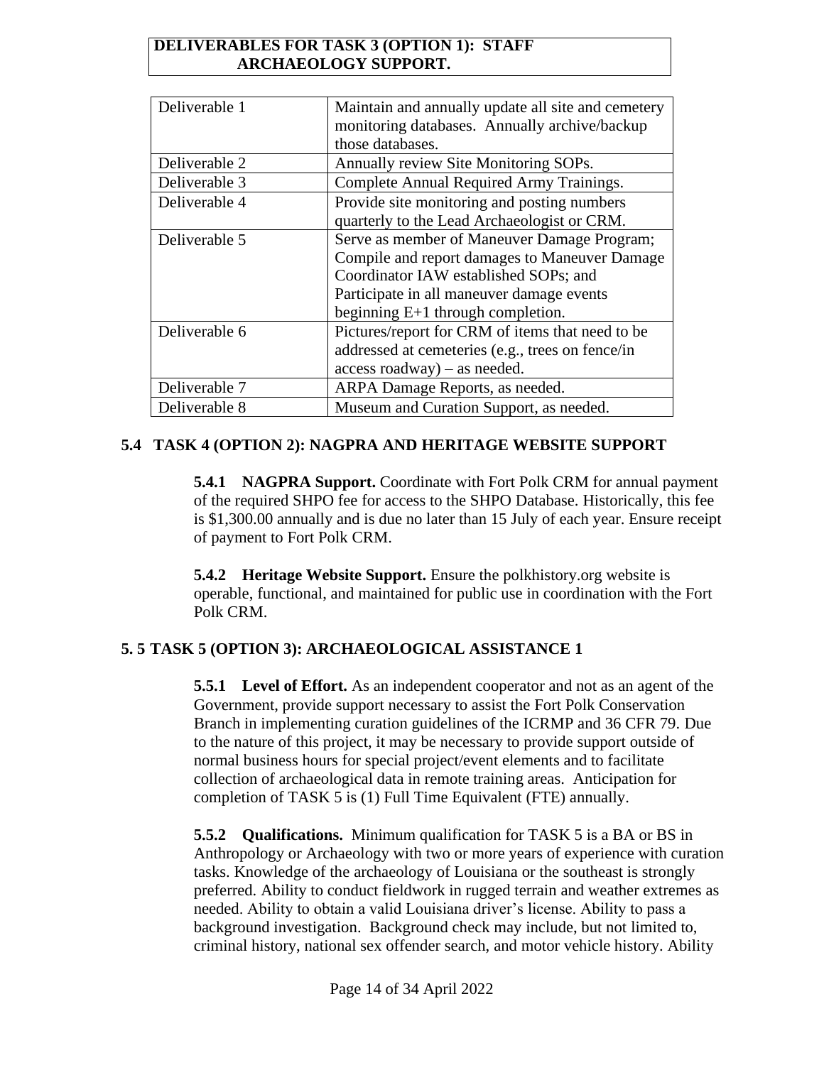**DELIVERABLES FOR TASK 3 (OPTION 1): STAFF ARCHAEOLOGY SUPPORT.**

| | |
|---|---|
| Deliverable 1 | Maintain and annually update all site and cemetery monitoring databases. Annually archive/backup those databases. |
| Deliverable 2 | Annually review Site Monitoring SOPs. |
| Deliverable 3 | Complete Annual Required Army Trainings. |
| Deliverable 4 | Provide site monitoring and posting numbers quarterly to the Lead Archaeologist or CRM. |
| Deliverable 5 | Serve as member of Maneuver Damage Program; Compile and report damages to Maneuver Damage Coordinator IAW established SOPs; and Participate in all maneuver damage events beginning E+1 through completion. |
| Deliverable 6 | Pictures/report for CRM of items that need to be addressed at cemeteries (e.g., trees on fence/in access roadway) – as needed. |
| Deliverable 7 | ARPA Damage Reports, as needed. |
| Deliverable 8 | Museum and Curation Support, as needed. |

### 5.4 TASK 4 (OPTION 2): NAGPRA AND HERITAGE WEBSITE SUPPORT

**5.4.1 NAGPRA Support.** Coordinate with Fort Polk CRM for annual payment of the required SHPO fee for access to the SHPO Database. Historically, this fee is $1,300.00 annually and is due no later than 15 July of each year. Ensure receipt of payment to Fort Polk CRM.

**5.4.2 Heritage Website Support.** Ensure the polkhistory.org website is operable, functional, and maintained for public use in coordination with the Fort Polk CRM.

### 5. 5 TASK 5 (OPTION 3): ARCHAEOLOGICAL ASSISTANCE 1

**5.5.1 Level of Effort.** As an independent cooperator and not as an agent of the Government, provide support necessary to assist the Fort Polk Conservation Branch in implementing curation guidelines of the ICRMP and 36 CFR 79. Due to the nature of this project, it may be necessary to provide support outside of normal business hours for special project/event elements and to facilitate collection of archaeological data in remote training areas. Anticipation for completion of TASK 5 is (1) Full Time Equivalent (FTE) annually.

**5.5.2 Qualifications.** Minimum qualification for TASK 5 is a BA or BS in Anthropology or Archaeology with two or more years of experience with curation tasks. Knowledge of the archaeology of Louisiana or the southeast is strongly preferred. Ability to conduct fieldwork in rugged terrain and weather extremes as needed. Ability to obtain a valid Louisiana driver's license. Ability to pass a background investigation. Background check may include, but not limited to, criminal history, national sex offender search, and motor vehicle history. Ability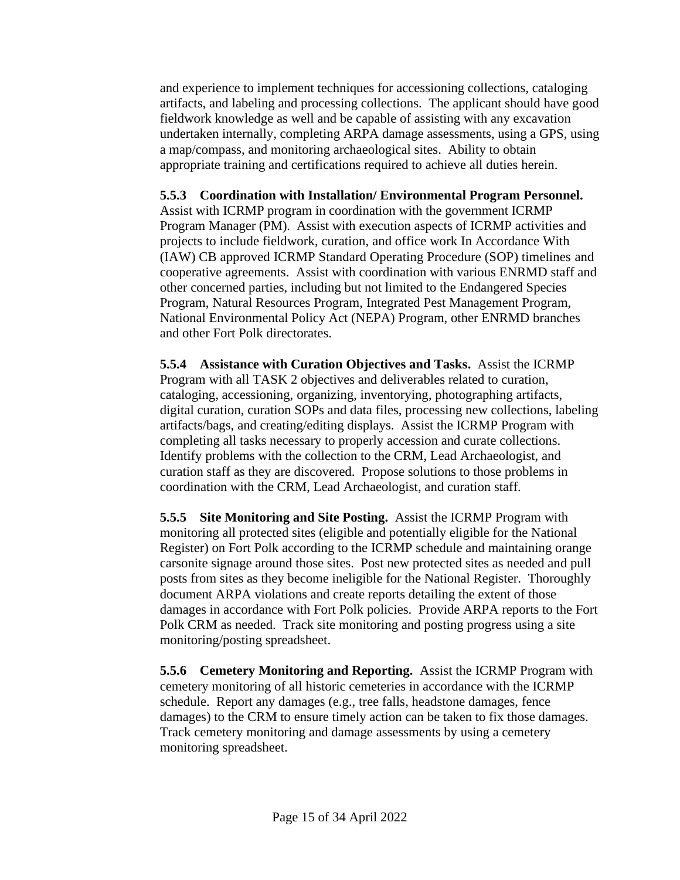and experience to implement techniques for accessioning collections, cataloging artifacts, and labeling and processing collections. The applicant should have good fieldwork knowledge as well and be capable of assisting with any excavation undertaken internally, completing ARPA damage assessments, using a GPS, using a map/compass, and monitoring archaeological sites. Ability to obtain appropriate training and certifications required to achieve all duties herein.

**5.5.3 Coordination with Installation/ Environmental Program Personnel.** Assist with ICRMP program in coordination with the government ICRMP Program Manager (PM). Assist with execution aspects of ICRMP activities and projects to include fieldwork, curation, and office work In Accordance With (IAW) CB approved ICRMP Standard Operating Procedure (SOP) timelines and cooperative agreements. Assist with coordination with various ENRMD staff and other concerned parties, including but not limited to the Endangered Species Program, Natural Resources Program, Integrated Pest Management Program, National Environmental Policy Act (NEPA) Program, other ENRMD branches and other Fort Polk directorates.

**5.5.4 Assistance with Curation Objectives and Tasks.** Assist the ICRMP Program with all TASK 2 objectives and deliverables related to curation, cataloging, accessioning, organizing, inventorying, photographing artifacts, digital curation, curation SOPs and data files, processing new collections, labeling artifacts/bags, and creating/editing displays. Assist the ICRMP Program with completing all tasks necessary to properly accession and curate collections. Identify problems with the collection to the CRM, Lead Archaeologist, and curation staff as they are discovered. Propose solutions to those problems in coordination with the CRM, Lead Archaeologist, and curation staff.

**5.5.5 Site Monitoring and Site Posting.** Assist the ICRMP Program with monitoring all protected sites (eligible and potentially eligible for the National Register) on Fort Polk according to the ICRMP schedule and maintaining orange carsonite signage around those sites. Post new protected sites as needed and pull posts from sites as they become ineligible for the National Register. Thoroughly document ARPA violations and create reports detailing the extent of those damages in accordance with Fort Polk policies. Provide ARPA reports to the Fort Polk CRM as needed. Track site monitoring and posting progress using a site monitoring/posting spreadsheet.

**5.5.6 Cemetery Monitoring and Reporting.** Assist the ICRMP Program with cemetery monitoring of all historic cemeteries in accordance with the ICRMP schedule. Report any damages (e.g., tree falls, headstone damages, fence damages) to the CRM to ensure timely action can be taken to fix those damages. Track cemetery monitoring and damage assessments by using a cemetery monitoring spreadsheet.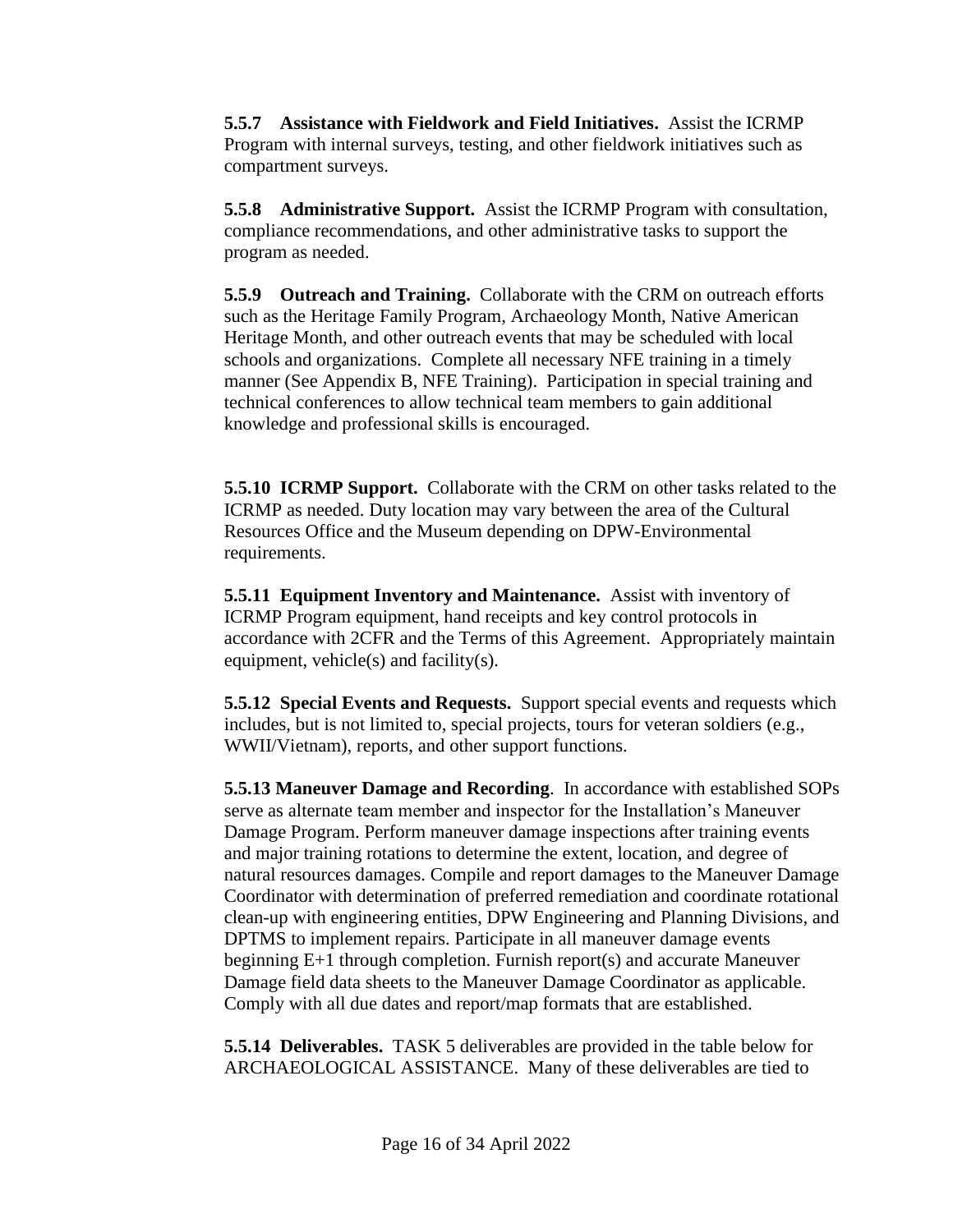**5.5.7 Assistance with Fieldwork and Field Initiatives.** Assist the ICRMP Program with internal surveys, testing, and other fieldwork initiatives such as compartment surveys.

**5.5.8 Administrative Support.** Assist the ICRMP Program with consultation, compliance recommendations, and other administrative tasks to support the program as needed.

**5.5.9 Outreach and Training.** Collaborate with the CRM on outreach efforts such as the Heritage Family Program, Archaeology Month, Native American Heritage Month, and other outreach events that may be scheduled with local schools and organizations. Complete all necessary NFE training in a timely manner (See Appendix B, NFE Training). Participation in special training and technical conferences to allow technical team members to gain additional knowledge and professional skills is encouraged.

**5.5.10 ICRMP Support.** Collaborate with the CRM on other tasks related to the ICRMP as needed. Duty location may vary between the area of the Cultural Resources Office and the Museum depending on DPW-Environmental requirements.

**5.5.11 Equipment Inventory and Maintenance.** Assist with inventory of ICRMP Program equipment, hand receipts and key control protocols in accordance with 2CFR and the Terms of this Agreement. Appropriately maintain equipment, vehicle(s) and facility(s).

**5.5.12 Special Events and Requests.** Support special events and requests which includes, but is not limited to, special projects, tours for veteran soldiers (e.g., WWII/Vietnam), reports, and other support functions.

**5.5.13 Maneuver Damage and Recording**. In accordance with established SOPs serve as alternate team member and inspector for the Installation's Maneuver Damage Program. Perform maneuver damage inspections after training events and major training rotations to determine the extent, location, and degree of natural resources damages. Compile and report damages to the Maneuver Damage Coordinator with determination of preferred remediation and coordinate rotational clean-up with engineering entities, DPW Engineering and Planning Divisions, and DPTMS to implement repairs. Participate in all maneuver damage events beginning E+1 through completion. Furnish report(s) and accurate Maneuver Damage field data sheets to the Maneuver Damage Coordinator as applicable. Comply with all due dates and report/map formats that are established.

**5.5.14 Deliverables.** TASK 5 deliverables are provided in the table below for ARCHAEOLOGICAL ASSISTANCE. Many of these deliverables are tied to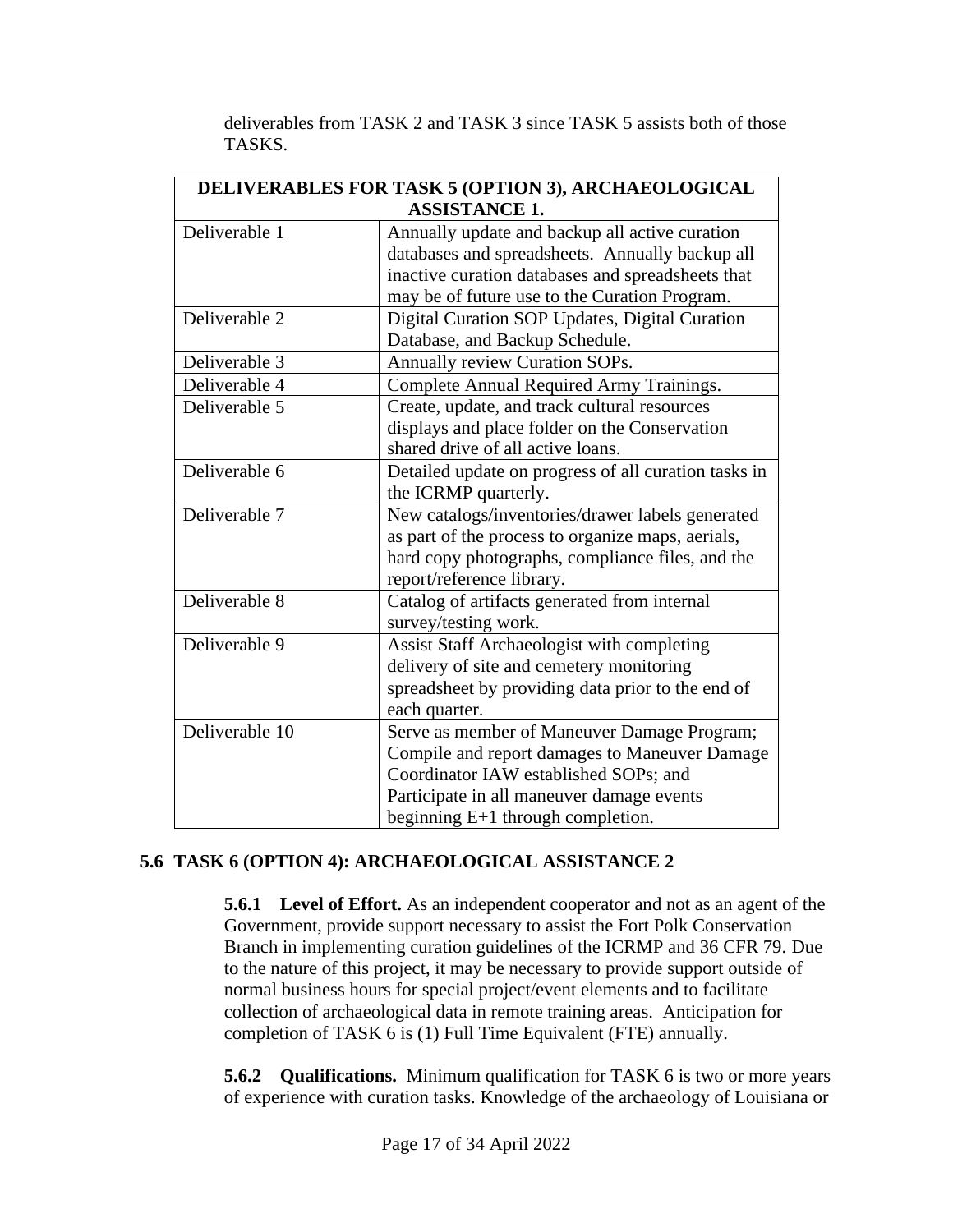deliverables from TASK 2 and TASK 3 since TASK 5 assists both of those TASKS.

| DELIVERABLES FOR TASK 5 (OPTION 3), ARCHAEOLOGICAL ASSISTANCE 1. | |
|---|---|
| Deliverable 1 | Annually update and backup all active curation databases and spreadsheets. Annually backup all inactive curation databases and spreadsheets that may be of future use to the Curation Program. |
| Deliverable 2 | Digital Curation SOP Updates, Digital Curation Database, and Backup Schedule. |
| Deliverable 3 | Annually review Curation SOPs. |
| Deliverable 4 | Complete Annual Required Army Trainings. |
| Deliverable 5 | Create, update, and track cultural resources displays and place folder on the Conservation shared drive of all active loans. |
| Deliverable 6 | Detailed update on progress of all curation tasks in the ICRMP quarterly. |
| Deliverable 7 | New catalogs/inventories/drawer labels generated as part of the process to organize maps, aerials, hard copy photographs, compliance files, and the report/reference library. |
| Deliverable 8 | Catalog of artifacts generated from internal survey/testing work. |
| Deliverable 9 | Assist Staff Archaeologist with completing delivery of site and cemetery monitoring spreadsheet by providing data prior to the end of each quarter. |
| Deliverable 10 | Serve as member of Maneuver Damage Program; Compile and report damages to Maneuver Damage Coordinator IAW established SOPs; and Participate in all maneuver damage events beginning E+1 through completion. |

## 5.6 TASK 6 (OPTION 4): ARCHAEOLOGICAL ASSISTANCE 2

**5.6.1 Level of Effort.** As an independent cooperator and not as an agent of the Government, provide support necessary to assist the Fort Polk Conservation Branch in implementing curation guidelines of the ICRMP and 36 CFR 79. Due to the nature of this project, it may be necessary to provide support outside of normal business hours for special project/event elements and to facilitate collection of archaeological data in remote training areas. Anticipation for completion of TASK 6 is (1) Full Time Equivalent (FTE) annually.

**5.6.2 Qualifications.** Minimum qualification for TASK 6 is two or more years of experience with curation tasks. Knowledge of the archaeology of Louisiana or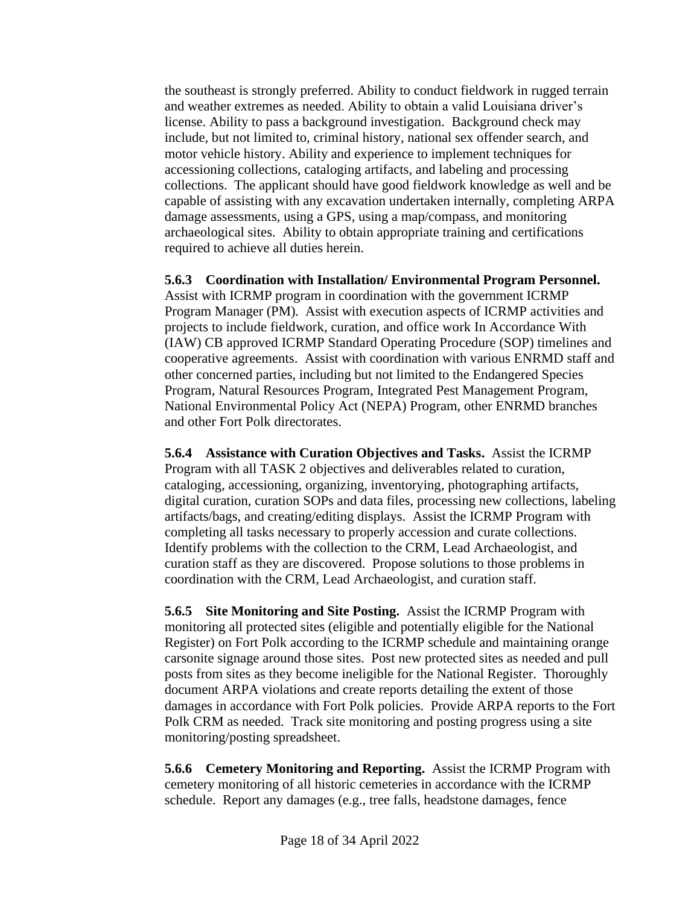the southeast is strongly preferred. Ability to conduct fieldwork in rugged terrain and weather extremes as needed. Ability to obtain a valid Louisiana driver's license. Ability to pass a background investigation. Background check may include, but not limited to, criminal history, national sex offender search, and motor vehicle history. Ability and experience to implement techniques for accessioning collections, cataloging artifacts, and labeling and processing collections. The applicant should have good fieldwork knowledge as well and be capable of assisting with any excavation undertaken internally, completing ARPA damage assessments, using a GPS, using a map/compass, and monitoring archaeological sites. Ability to obtain appropriate training and certifications required to achieve all duties herein.

**5.6.3 Coordination with Installation/ Environmental Program Personnel.** Assist with ICRMP program in coordination with the government ICRMP Program Manager (PM). Assist with execution aspects of ICRMP activities and projects to include fieldwork, curation, and office work In Accordance With (IAW) CB approved ICRMP Standard Operating Procedure (SOP) timelines and cooperative agreements. Assist with coordination with various ENRMD staff and other concerned parties, including but not limited to the Endangered Species Program, Natural Resources Program, Integrated Pest Management Program, National Environmental Policy Act (NEPA) Program, other ENRMD branches and other Fort Polk directorates.

**5.6.4 Assistance with Curation Objectives and Tasks.** Assist the ICRMP Program with all TASK 2 objectives and deliverables related to curation, cataloging, accessioning, organizing, inventorying, photographing artifacts, digital curation, curation SOPs and data files, processing new collections, labeling artifacts/bags, and creating/editing displays. Assist the ICRMP Program with completing all tasks necessary to properly accession and curate collections. Identify problems with the collection to the CRM, Lead Archaeologist, and curation staff as they are discovered. Propose solutions to those problems in coordination with the CRM, Lead Archaeologist, and curation staff.

**5.6.5 Site Monitoring and Site Posting.** Assist the ICRMP Program with monitoring all protected sites (eligible and potentially eligible for the National Register) on Fort Polk according to the ICRMP schedule and maintaining orange carsonite signage around those sites. Post new protected sites as needed and pull posts from sites as they become ineligible for the National Register. Thoroughly document ARPA violations and create reports detailing the extent of those damages in accordance with Fort Polk policies. Provide ARPA reports to the Fort Polk CRM as needed. Track site monitoring and posting progress using a site monitoring/posting spreadsheet.

**5.6.6 Cemetery Monitoring and Reporting.** Assist the ICRMP Program with cemetery monitoring of all historic cemeteries in accordance with the ICRMP schedule. Report any damages (e.g., tree falls, headstone damages, fence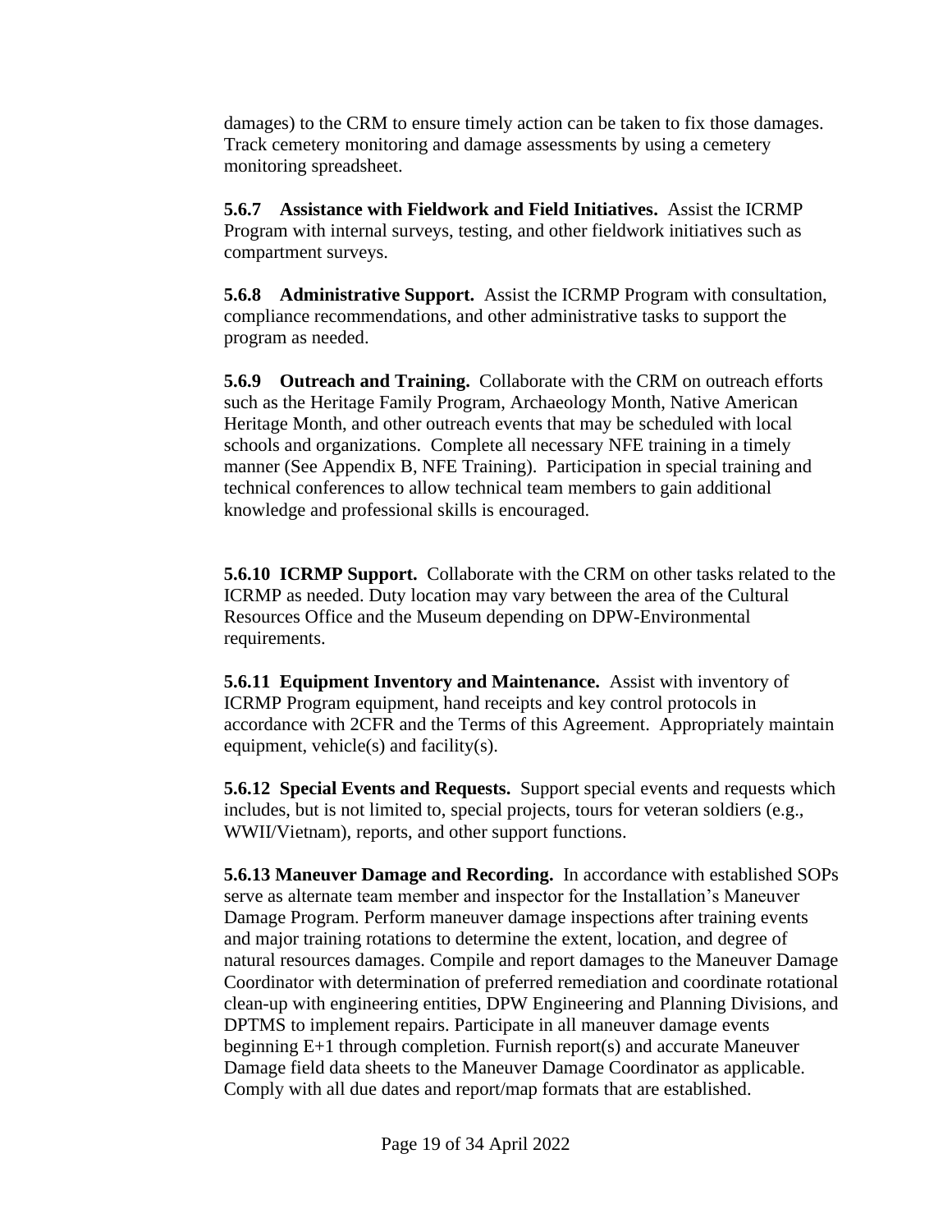damages) to the CRM to ensure timely action can be taken to fix those damages. Track cemetery monitoring and damage assessments by using a cemetery monitoring spreadsheet.

**5.6.7 Assistance with Fieldwork and Field Initiatives.** Assist the ICRMP Program with internal surveys, testing, and other fieldwork initiatives such as compartment surveys.

**5.6.8 Administrative Support.** Assist the ICRMP Program with consultation, compliance recommendations, and other administrative tasks to support the program as needed.

**5.6.9 Outreach and Training.** Collaborate with the CRM on outreach efforts such as the Heritage Family Program, Archaeology Month, Native American Heritage Month, and other outreach events that may be scheduled with local schools and organizations. Complete all necessary NFE training in a timely manner (See Appendix B, NFE Training). Participation in special training and technical conferences to allow technical team members to gain additional knowledge and professional skills is encouraged.

**5.6.10 ICRMP Support.** Collaborate with the CRM on other tasks related to the ICRMP as needed. Duty location may vary between the area of the Cultural Resources Office and the Museum depending on DPW-Environmental requirements.

**5.6.11 Equipment Inventory and Maintenance.** Assist with inventory of ICRMP Program equipment, hand receipts and key control protocols in accordance with 2CFR and the Terms of this Agreement. Appropriately maintain equipment, vehicle(s) and facility(s).

**5.6.12 Special Events and Requests.** Support special events and requests which includes, but is not limited to, special projects, tours for veteran soldiers (e.g., WWII/Vietnam), reports, and other support functions.

**5.6.13 Maneuver Damage and Recording.** In accordance with established SOPs serve as alternate team member and inspector for the Installation's Maneuver Damage Program. Perform maneuver damage inspections after training events and major training rotations to determine the extent, location, and degree of natural resources damages. Compile and report damages to the Maneuver Damage Coordinator with determination of preferred remediation and coordinate rotational clean-up with engineering entities, DPW Engineering and Planning Divisions, and DPTMS to implement repairs. Participate in all maneuver damage events beginning E+1 through completion. Furnish report(s) and accurate Maneuver Damage field data sheets to the Maneuver Damage Coordinator as applicable. Comply with all due dates and report/map formats that are established.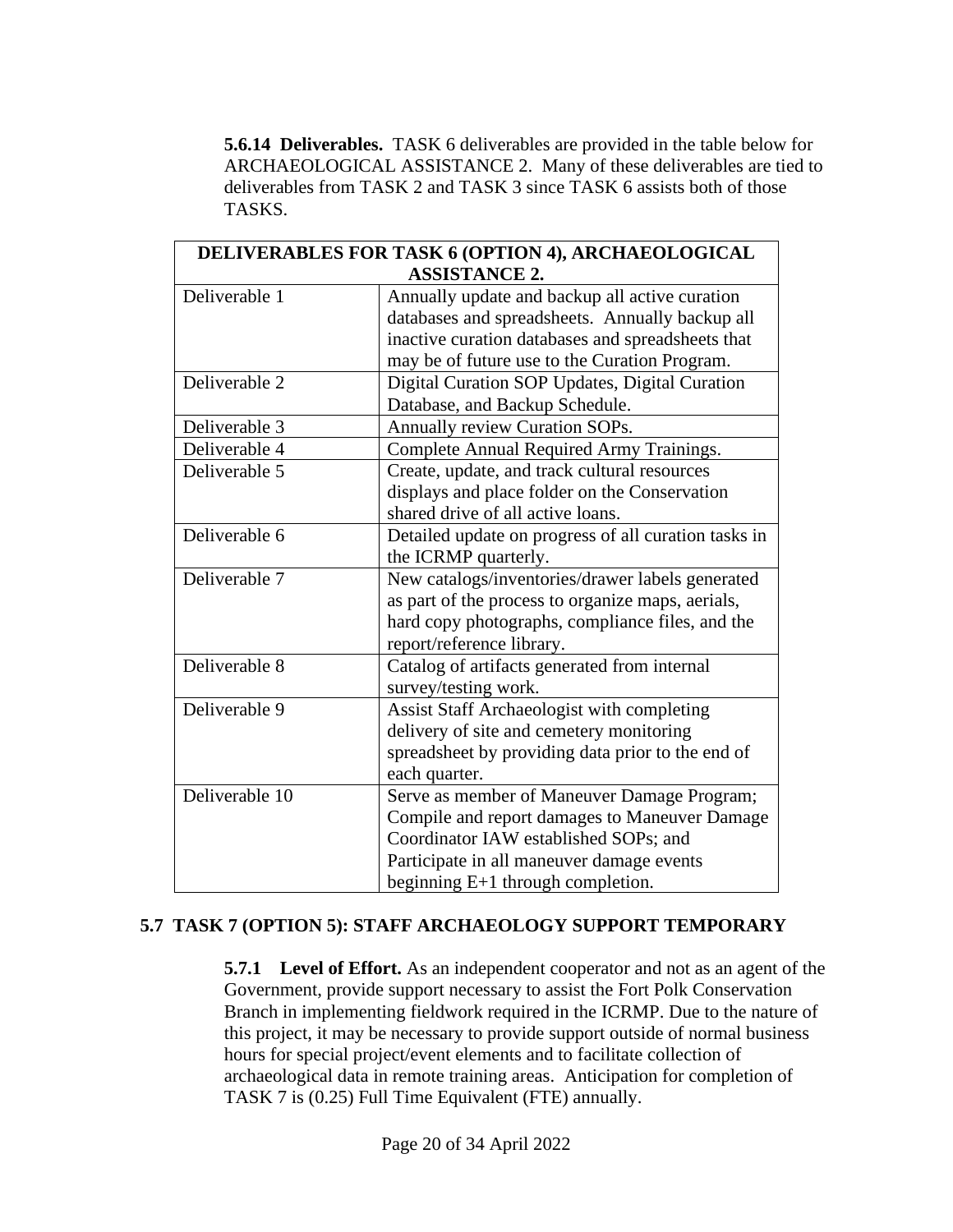**5.6.14 Deliverables.** TASK 6 deliverables are provided in the table below for ARCHAEOLOGICAL ASSISTANCE 2. Many of these deliverables are tied to deliverables from TASK 2 and TASK 3 since TASK 6 assists both of those TASKS.

| **DELIVERABLES FOR TASK 6 (OPTION 4), ARCHAEOLOGICAL ASSISTANCE 2.** | |
|---|---|
| Deliverable 1 | Annually update and backup all active curation databases and spreadsheets. Annually backup all inactive curation databases and spreadsheets that may be of future use to the Curation Program. |
| Deliverable 2 | Digital Curation SOP Updates, Digital Curation Database, and Backup Schedule. |
| Deliverable 3 | Annually review Curation SOPs. |
| Deliverable 4 | Complete Annual Required Army Trainings. |
| Deliverable 5 | Create, update, and track cultural resources displays and place folder on the Conservation shared drive of all active loans. |
| Deliverable 6 | Detailed update on progress of all curation tasks in the ICRMP quarterly. |
| Deliverable 7 | New catalogs/inventories/drawer labels generated as part of the process to organize maps, aerials, hard copy photographs, compliance files, and the report/reference library. |
| Deliverable 8 | Catalog of artifacts generated from internal survey/testing work. |
| Deliverable 9 | Assist Staff Archaeologist with completing delivery of site and cemetery monitoring spreadsheet by providing data prior to the end of each quarter. |
| Deliverable 10 | Serve as member of Maneuver Damage Program; Compile and report damages to Maneuver Damage Coordinator IAW established SOPs; and Participate in all maneuver damage events beginning E+1 through completion. |

## 5.7 TASK 7 (OPTION 5): STAFF ARCHAEOLOGY SUPPORT TEMPORARY

**5.7.1 Level of Effort.** As an independent cooperator and not as an agent of the Government, provide support necessary to assist the Fort Polk Conservation Branch in implementing fieldwork required in the ICRMP. Due to the nature of this project, it may be necessary to provide support outside of normal business hours for special project/event elements and to facilitate collection of archaeological data in remote training areas. Anticipation for completion of TASK 7 is (0.25) Full Time Equivalent (FTE) annually.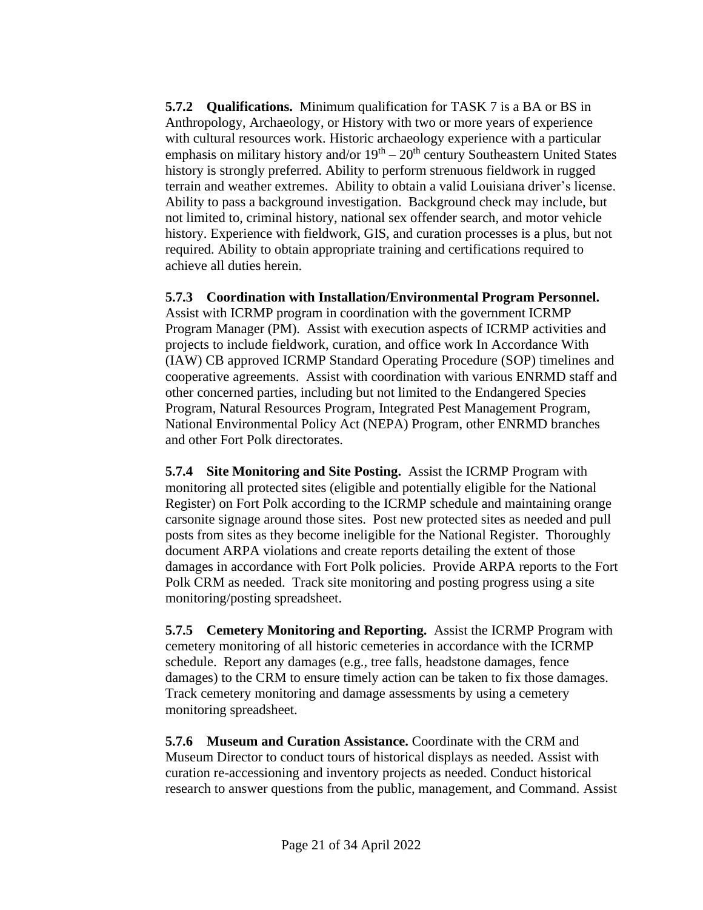**5.7.2 Qualifications.** Minimum qualification for TASK 7 is a BA or BS in Anthropology, Archaeology, or History with two or more years of experience with cultural resources work. Historic archaeology experience with a particular emphasis on military history and/or $19^{th}$ – $20^{th}$ century Southeastern United States history is strongly preferred. Ability to perform strenuous fieldwork in rugged terrain and weather extremes. Ability to obtain a valid Louisiana driver's license. Ability to pass a background investigation. Background check may include, but not limited to, criminal history, national sex offender search, and motor vehicle history. Experience with fieldwork, GIS, and curation processes is a plus, but not required. Ability to obtain appropriate training and certifications required to achieve all duties herein.

**5.7.3 Coordination with Installation/Environmental Program Personnel.** Assist with ICRMP program in coordination with the government ICRMP Program Manager (PM). Assist with execution aspects of ICRMP activities and projects to include fieldwork, curation, and office work In Accordance With (IAW) CB approved ICRMP Standard Operating Procedure (SOP) timelines and cooperative agreements. Assist with coordination with various ENRMD staff and other concerned parties, including but not limited to the Endangered Species Program, Natural Resources Program, Integrated Pest Management Program, National Environmental Policy Act (NEPA) Program, other ENRMD branches and other Fort Polk directorates.

**5.7.4 Site Monitoring and Site Posting.** Assist the ICRMP Program with monitoring all protected sites (eligible and potentially eligible for the National Register) on Fort Polk according to the ICRMP schedule and maintaining orange carsonite signage around those sites. Post new protected sites as needed and pull posts from sites as they become ineligible for the National Register. Thoroughly document ARPA violations and create reports detailing the extent of those damages in accordance with Fort Polk policies. Provide ARPA reports to the Fort Polk CRM as needed. Track site monitoring and posting progress using a site monitoring/posting spreadsheet.

**5.7.5 Cemetery Monitoring and Reporting.** Assist the ICRMP Program with cemetery monitoring of all historic cemeteries in accordance with the ICRMP schedule. Report any damages (e.g., tree falls, headstone damages, fence damages) to the CRM to ensure timely action can be taken to fix those damages. Track cemetery monitoring and damage assessments by using a cemetery monitoring spreadsheet.

**5.7.6 Museum and Curation Assistance.** Coordinate with the CRM and Museum Director to conduct tours of historical displays as needed. Assist with curation re-accessioning and inventory projects as needed. Conduct historical research to answer questions from the public, management, and Command. Assist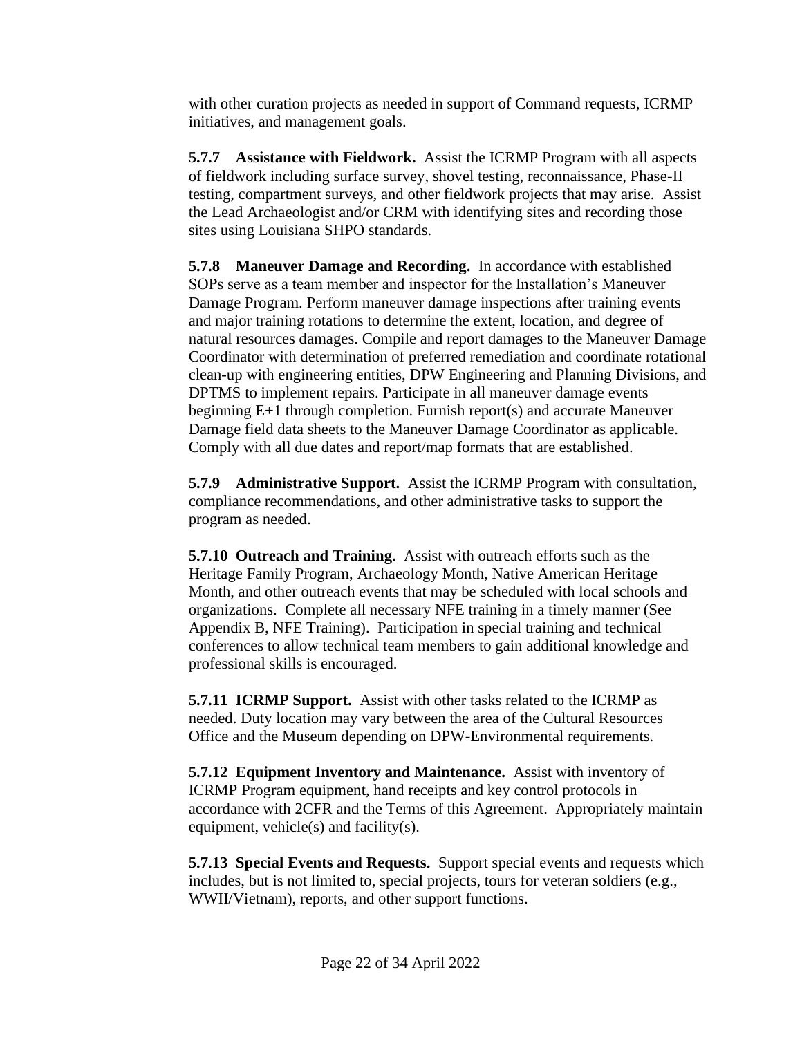with other curation projects as needed in support of Command requests, ICRMP initiatives, and management goals.

**5.7.7 Assistance with Fieldwork.** Assist the ICRMP Program with all aspects of fieldwork including surface survey, shovel testing, reconnaissance, Phase-II testing, compartment surveys, and other fieldwork projects that may arise. Assist the Lead Archaeologist and/or CRM with identifying sites and recording those sites using Louisiana SHPO standards.

**5.7.8 Maneuver Damage and Recording.** In accordance with established SOPs serve as a team member and inspector for the Installation's Maneuver Damage Program. Perform maneuver damage inspections after training events and major training rotations to determine the extent, location, and degree of natural resources damages. Compile and report damages to the Maneuver Damage Coordinator with determination of preferred remediation and coordinate rotational clean-up with engineering entities, DPW Engineering and Planning Divisions, and DPTMS to implement repairs. Participate in all maneuver damage events beginning E+1 through completion. Furnish report(s) and accurate Maneuver Damage field data sheets to the Maneuver Damage Coordinator as applicable. Comply with all due dates and report/map formats that are established.

**5.7.9 Administrative Support.** Assist the ICRMP Program with consultation, compliance recommendations, and other administrative tasks to support the program as needed.

**5.7.10 Outreach and Training.** Assist with outreach efforts such as the Heritage Family Program, Archaeology Month, Native American Heritage Month, and other outreach events that may be scheduled with local schools and organizations. Complete all necessary NFE training in a timely manner (See Appendix B, NFE Training). Participation in special training and technical conferences to allow technical team members to gain additional knowledge and professional skills is encouraged.

**5.7.11 ICRMP Support.** Assist with other tasks related to the ICRMP as needed. Duty location may vary between the area of the Cultural Resources Office and the Museum depending on DPW-Environmental requirements.

**5.7.12 Equipment Inventory and Maintenance.** Assist with inventory of ICRMP Program equipment, hand receipts and key control protocols in accordance with 2CFR and the Terms of this Agreement. Appropriately maintain equipment, vehicle(s) and facility(s).

**5.7.13 Special Events and Requests.** Support special events and requests which includes, but is not limited to, special projects, tours for veteran soldiers (e.g., WWII/Vietnam), reports, and other support functions.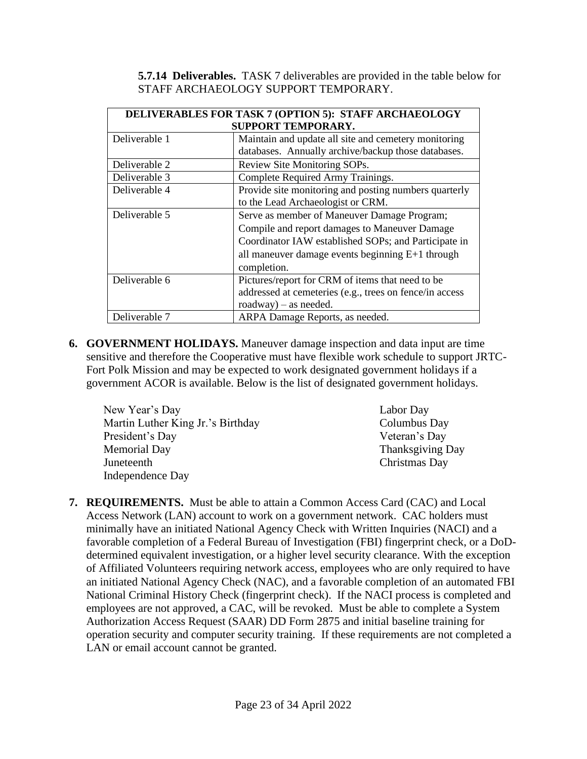**5.7.14 Deliverables.** TASK 7 deliverables are provided in the table below for STAFF ARCHAEOLOGY SUPPORT TEMPORARY.

| **DELIVERABLES FOR TASK 7 (OPTION 5): STAFF ARCHAEOLOGY SUPPORT TEMPORARY.** | |
|---|---|
| Deliverable 1 | Maintain and update all site and cemetery monitoring databases. Annually archive/backup those databases. |
| Deliverable 2 | Review Site Monitoring SOPs. |
| Deliverable 3 | Complete Required Army Trainings. |
| Deliverable 4 | Provide site monitoring and posting numbers quarterly to the Lead Archaeologist or CRM. |
| Deliverable 5 | Serve as member of Maneuver Damage Program; Compile and report damages to Maneuver Damage Coordinator IAW established SOPs; and Participate in all maneuver damage events beginning E+1 through completion. |
| Deliverable 6 | Pictures/report for CRM of items that need to be addressed at cemeteries (e.g., trees on fence/in access roadway) – as needed. |
| Deliverable 7 | ARPA Damage Reports, as needed. |

**6. GOVERNMENT HOLIDAYS.** Maneuver damage inspection and data input are time sensitive and therefore the Cooperative must have flexible work schedule to support JRTC-Fort Polk Mission and may be expected to work designated government holidays if a government ACOR is available. Below is the list of designated government holidays.

- New Year's Day
- Martin Luther King Jr.'s Birthday
- President's Day
- Memorial Day
- Juneteenth
- Independence Day
- Labor Day
- Columbus Day
- Veteran's Day
- Thanksgiving Day
- Christmas Day

**7. REQUIREMENTS.** Must be able to attain a Common Access Card (CAC) and Local Access Network (LAN) account to work on a government network. CAC holders must minimally have an initiated National Agency Check with Written Inquiries (NACI) and a favorable completion of a Federal Bureau of Investigation (FBI) fingerprint check, or a DoD-determined equivalent investigation, or a higher level security clearance. With the exception of Affiliated Volunteers requiring network access, employees who are only required to have an initiated National Agency Check (NAC), and a favorable completion of an automated FBI National Criminal History Check (fingerprint check). If the NACI process is completed and employees are not approved, a CAC, will be revoked. Must be able to complete a System Authorization Access Request (SAAR) DD Form 2875 and initial baseline training for operation security and computer security training. If these requirements are not completed a LAN or email account cannot be granted.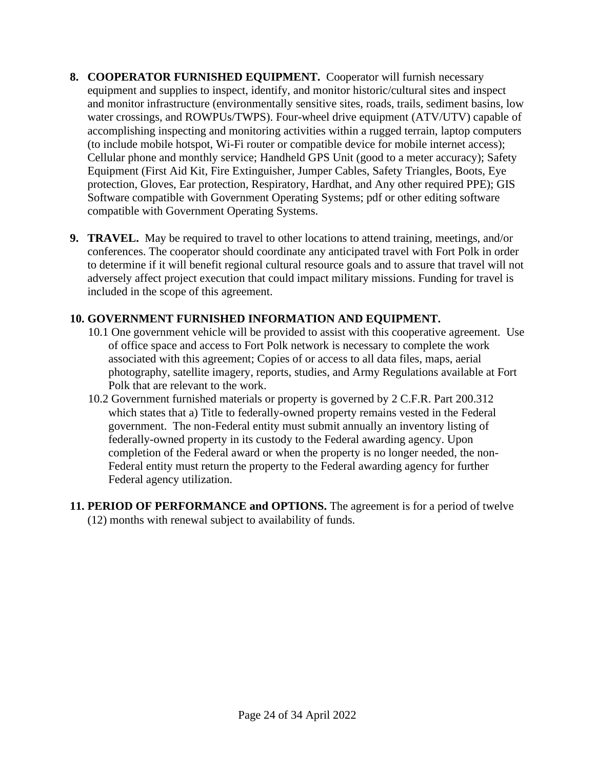8. **COOPERATOR FURNISHED EQUIPMENT.** Cooperator will furnish necessary equipment and supplies to inspect, identify, and monitor historic/cultural sites and inspect and monitor infrastructure (environmentally sensitive sites, roads, trails, sediment basins, low water crossings, and ROWPUs/TWPS). Four-wheel drive equipment (ATV/UTV) capable of accomplishing inspecting and monitoring activities within a rugged terrain, laptop computers (to include mobile hotspot, Wi-Fi router or compatible device for mobile internet access); Cellular phone and monthly service; Handheld GPS Unit (good to a meter accuracy); Safety Equipment (First Aid Kit, Fire Extinguisher, Jumper Cables, Safety Triangles, Boots, Eye protection, Gloves, Ear protection, Respiratory, Hardhat, and Any other required PPE); GIS Software compatible with Government Operating Systems; pdf or other editing software compatible with Government Operating Systems.

9. **TRAVEL.** May be required to travel to other locations to attend training, meetings, and/or conferences. The cooperator should coordinate any anticipated travel with Fort Polk in order to determine if it will benefit regional cultural resource goals and to assure that travel will not adversely affect project execution that could impact military missions. Funding for travel is included in the scope of this agreement.

10. **GOVERNMENT FURNISHED INFORMATION AND EQUIPMENT.**
    10.1 One government vehicle will be provided to assist with this cooperative agreement. Use of office space and access to Fort Polk network is necessary to complete the work associated with this agreement; Copies of or access to all data files, maps, aerial photography, satellite imagery, reports, studies, and Army Regulations available at Fort Polk that are relevant to the work.
    10.2 Government furnished materials or property is governed by 2 C.F.R. Part 200.312 which states that a) Title to federally-owned property remains vested in the Federal government. The non-Federal entity must submit annually an inventory listing of federally-owned property in its custody to the Federal awarding agency. Upon completion of the Federal award or when the property is no longer needed, the non-Federal entity must return the property to the Federal awarding agency for further Federal agency utilization.

11. **PERIOD OF PERFORMANCE and OPTIONS.** The agreement is for a period of twelve (12) months with renewal subject to availability of funds.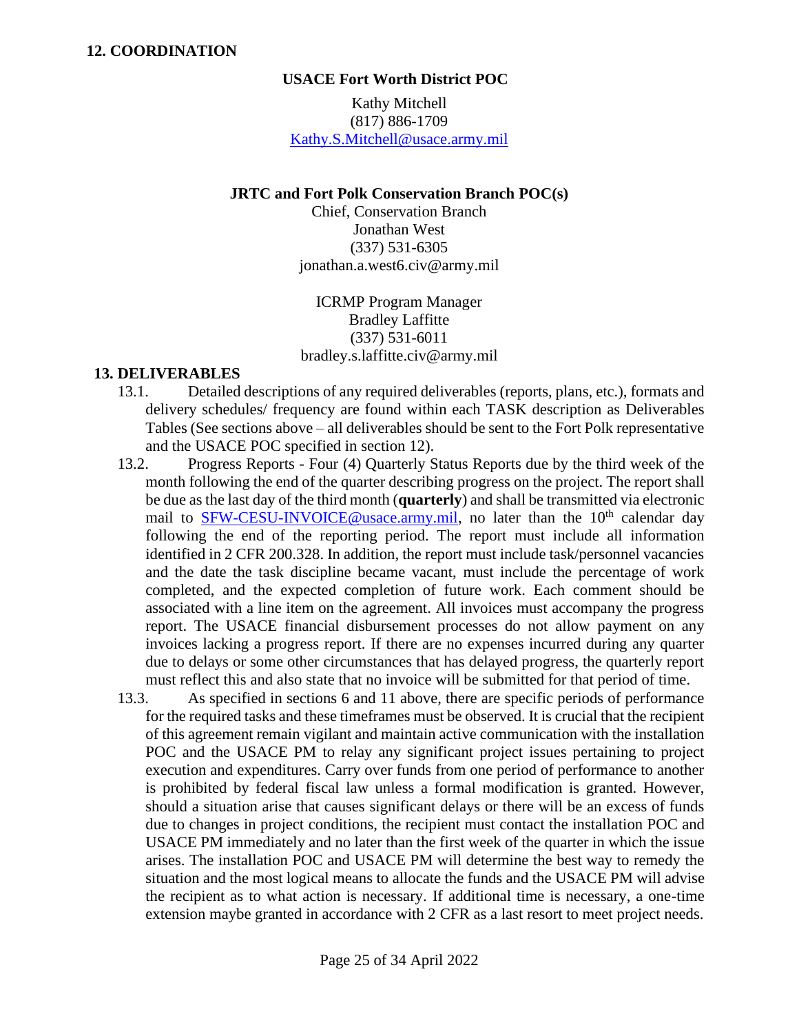## 12. COORDINATION

**USACE Fort Worth District POC**

Kathy Mitchell
(817) 886-1709
Kathy.S.Mitchell@usace.army.mil

**JRTC and Fort Polk Conservation Branch POC(s)**

Chief, Conservation Branch
Jonathan West
(337) 531-6305
jonathan.a.west6.civ@army.mil

ICRMP Program Manager
Bradley Laffitte
(337) 531-6011
bradley.s.laffitte.civ@army.mil

## 13. DELIVERABLES

13.1. Detailed descriptions of any required deliverables (reports, plans, etc.), formats and delivery schedules/ frequency are found within each TASK description as Deliverables Tables (See sections above – all deliverables should be sent to the Fort Polk representative and the USACE POC specified in section 12).

13.2. Progress Reports - Four (4) Quarterly Status Reports due by the third week of the month following the end of the quarter describing progress on the project. The report shall be due as the last day of the third month (**quarterly**) and shall be transmitted via electronic mail to SFW-CESU-INVOICE@usace.army.mil, no later than the 10th calendar day following the end of the reporting period. The report must include all information identified in 2 CFR 200.328. In addition, the report must include task/personnel vacancies and the date the task discipline became vacant, must include the percentage of work completed, and the expected completion of future work. Each comment should be associated with a line item on the agreement. All invoices must accompany the progress report. The USACE financial disbursement processes do not allow payment on any invoices lacking a progress report. If there are no expenses incurred during any quarter due to delays or some other circumstances that has delayed progress, the quarterly report must reflect this and also state that no invoice will be submitted for that period of time.

13.3. As specified in sections 6 and 11 above, there are specific periods of performance for the required tasks and these timeframes must be observed. It is crucial that the recipient of this agreement remain vigilant and maintain active communication with the installation POC and the USACE PM to relay any significant project issues pertaining to project execution and expenditures. Carry over funds from one period of performance to another is prohibited by federal fiscal law unless a formal modification is granted. However, should a situation arise that causes significant delays or there will be an excess of funds due to changes in project conditions, the recipient must contact the installation POC and USACE PM immediately and no later than the first week of the quarter in which the issue arises. The installation POC and USACE PM will determine the best way to remedy the situation and the most logical means to allocate the funds and the USACE PM will advise the recipient as to what action is necessary. If additional time is necessary, a one-time extension maybe granted in accordance with 2 CFR as a last resort to meet project needs.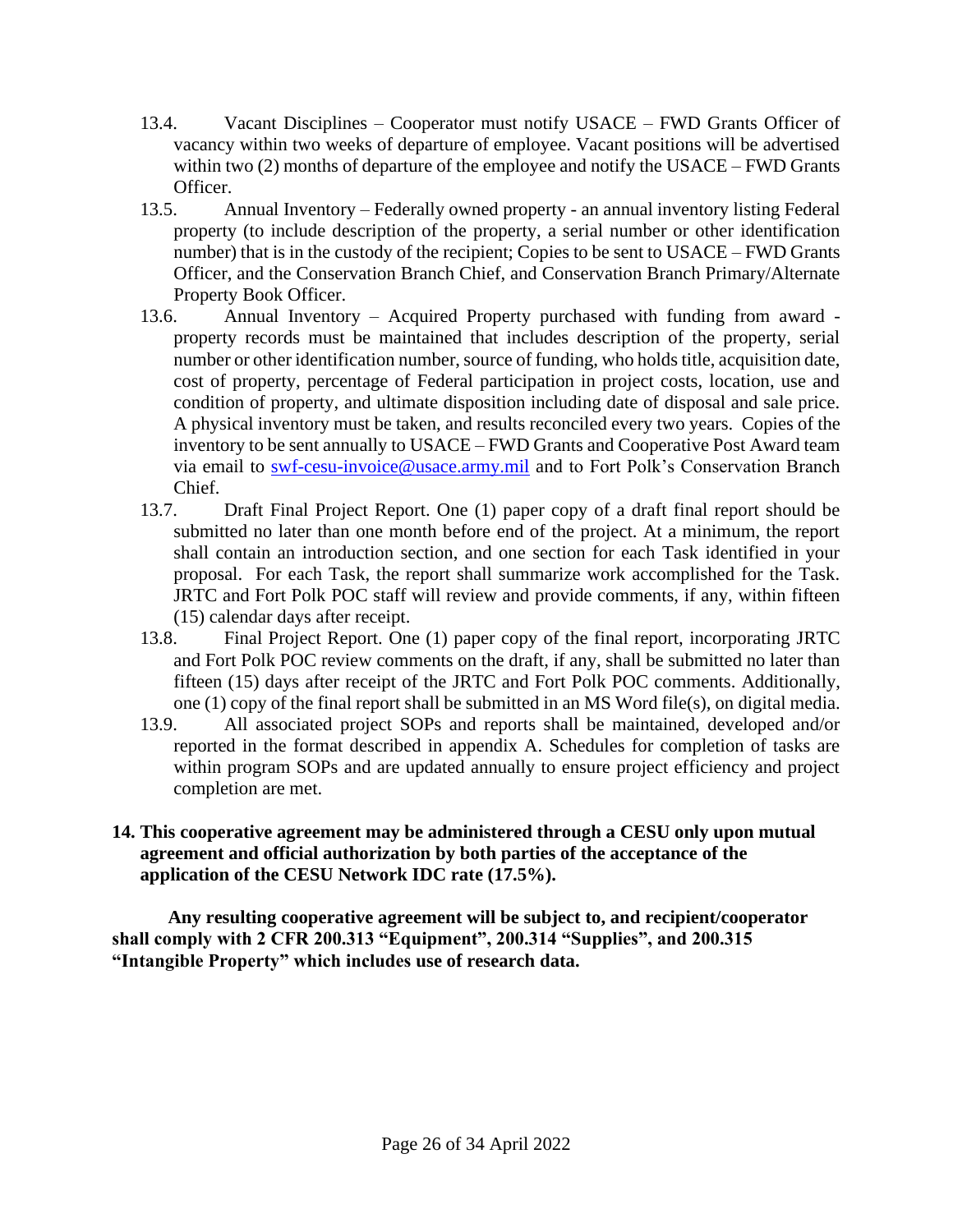13.4. Vacant Disciplines – Cooperator must notify USACE – FWD Grants Officer of vacancy within two weeks of departure of employee. Vacant positions will be advertised within two (2) months of departure of the employee and notify the USACE – FWD Grants Officer.

13.5. Annual Inventory – Federally owned property - an annual inventory listing Federal property (to include description of the property, a serial number or other identification number) that is in the custody of the recipient; Copies to be sent to USACE – FWD Grants Officer, and the Conservation Branch Chief, and Conservation Branch Primary/Alternate Property Book Officer.

13.6. Annual Inventory – Acquired Property purchased with funding from award - property records must be maintained that includes description of the property, serial number or other identification number, source of funding, who holds title, acquisition date, cost of property, percentage of Federal participation in project costs, location, use and condition of property, and ultimate disposition including date of disposal and sale price. A physical inventory must be taken, and results reconciled every two years. Copies of the inventory to be sent annually to USACE – FWD Grants and Cooperative Post Award team via email to swf-cesu-invoice@usace.army.mil and to Fort Polk's Conservation Branch Chief.

13.7. Draft Final Project Report. One (1) paper copy of a draft final report should be submitted no later than one month before end of the project. At a minimum, the report shall contain an introduction section, and one section for each Task identified in your proposal. For each Task, the report shall summarize work accomplished for the Task. JRTC and Fort Polk POC staff will review and provide comments, if any, within fifteen (15) calendar days after receipt.

13.8. Final Project Report. One (1) paper copy of the final report, incorporating JRTC and Fort Polk POC review comments on the draft, if any, shall be submitted no later than fifteen (15) days after receipt of the JRTC and Fort Polk POC comments. Additionally, one (1) copy of the final report shall be submitted in an MS Word file(s), on digital media.

13.9. All associated project SOPs and reports shall be maintained, developed and/or reported in the format described in appendix A. Schedules for completion of tasks are within program SOPs and are updated annually to ensure project efficiency and project completion are met.

**14. This cooperative agreement may be administered through a CESU only upon mutual agreement and official authorization by both parties of the acceptance of the application of the CESU Network IDC rate (17.5%).**

**Any resulting cooperative agreement will be subject to, and recipient/cooperator shall comply with 2 CFR 200.313 "Equipment", 200.314 "Supplies", and 200.315 "Intangible Property" which includes use of research data.**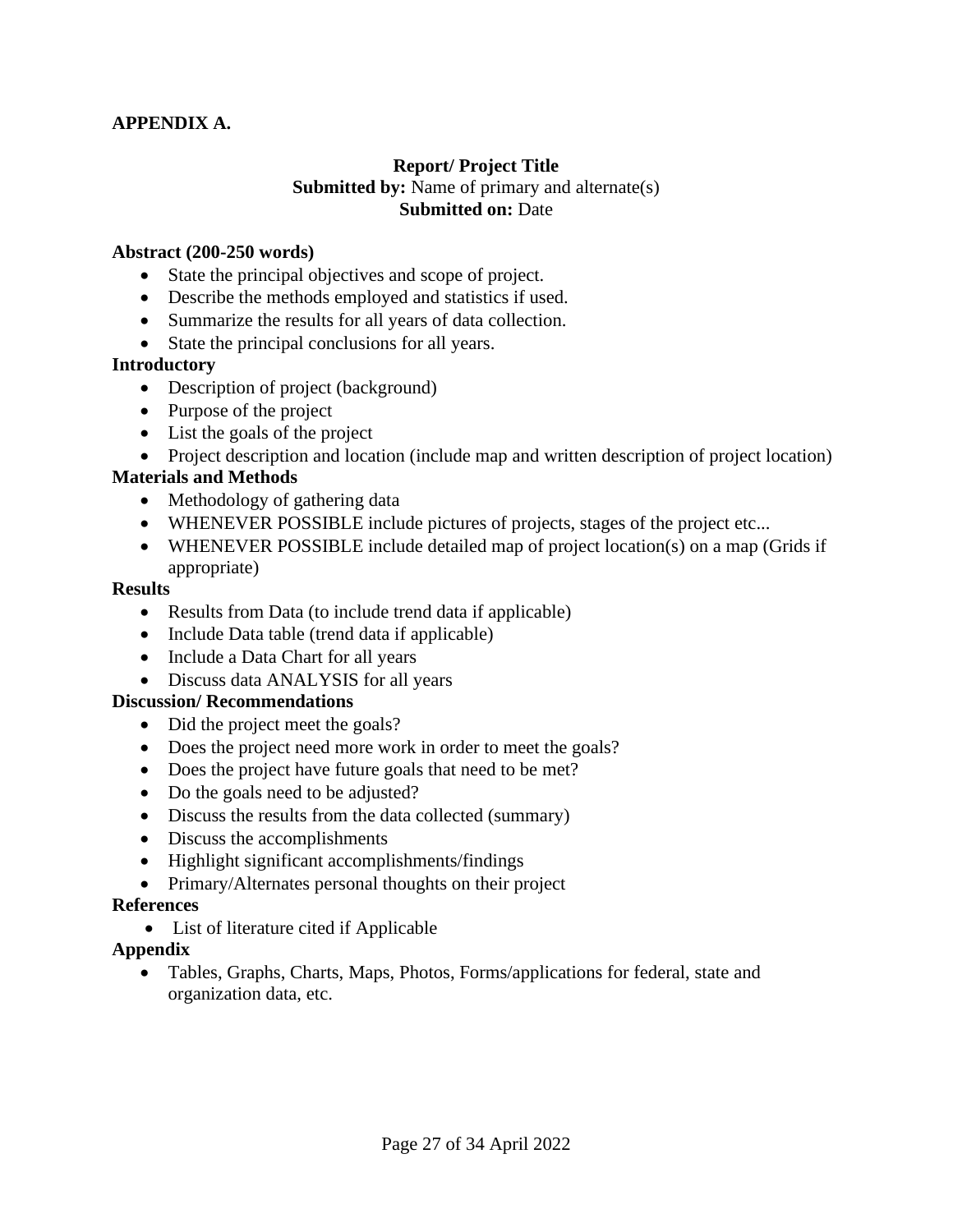**APPENDIX A.**

**Report/ Project Title**
**Submitted by:** Name of primary and alternate(s)
**Submitted on:** Date

**Abstract (200-250 words)**

- State the principal objectives and scope of project.
- Describe the methods employed and statistics if used.
- Summarize the results for all years of data collection.
- State the principal conclusions for all years.

**Introductory**

- Description of project (background)
- Purpose of the project
- List the goals of the project
- Project description and location (include map and written description of project location)

**Materials and Methods**

- Methodology of gathering data
- WHENEVER POSSIBLE include pictures of projects, stages of the project etc...
- WHENEVER POSSIBLE include detailed map of project location(s) on a map (Grids if appropriate)

**Results**

- Results from Data (to include trend data if applicable)
- Include Data table (trend data if applicable)
- Include a Data Chart for all years
- Discuss data ANALYSIS for all years

**Discussion/ Recommendations**

- Did the project meet the goals?
- Does the project need more work in order to meet the goals?
- Does the project have future goals that need to be met?
- Do the goals need to be adjusted?
- Discuss the results from the data collected (summary)
- Discuss the accomplishments
- Highlight significant accomplishments/findings
- Primary/Alternates personal thoughts on their project

**References**

- List of literature cited if Applicable

**Appendix**

- Tables, Graphs, Charts, Maps, Photos, Forms/applications for federal, state and organization data, etc.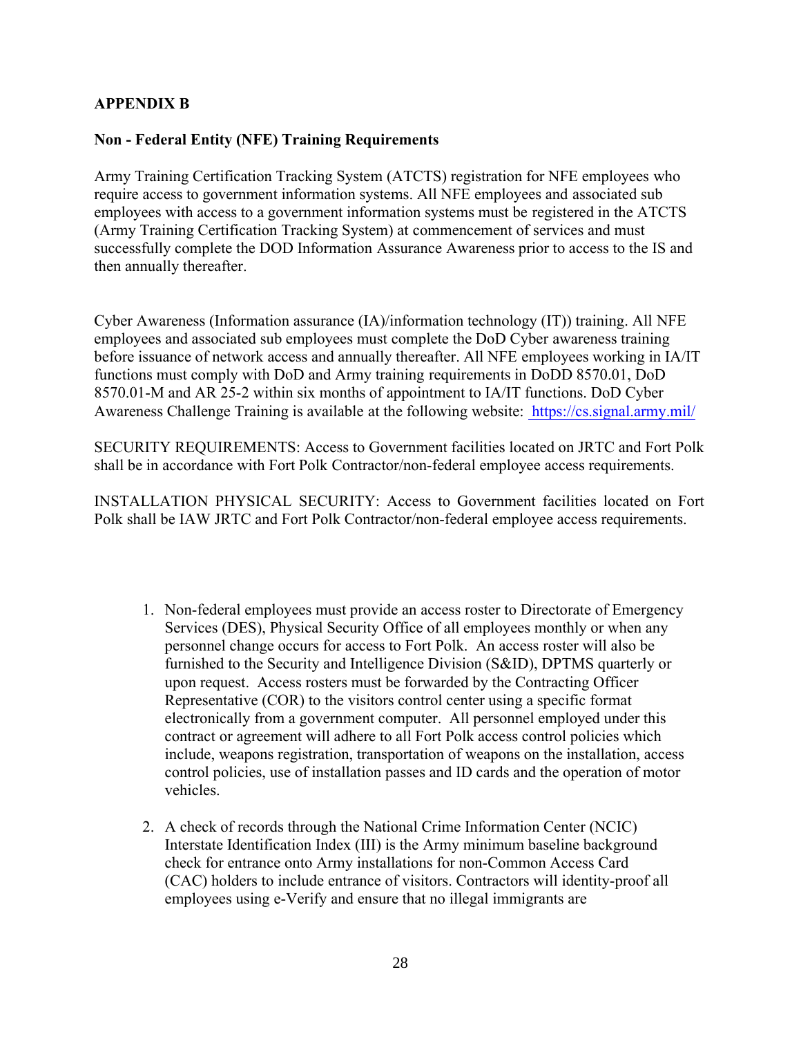## APPENDIX B

### Non - Federal Entity (NFE) Training Requirements

Army Training Certification Tracking System (ATCTS) registration for NFE employees who require access to government information systems. All NFE employees and associated sub employees with access to a government information systems must be registered in the ATCTS (Army Training Certification Tracking System) at commencement of services and must successfully complete the DOD Information Assurance Awareness prior to access to the IS and then annually thereafter.

Cyber Awareness (Information assurance (IA)/information technology (IT)) training. All NFE employees and associated sub employees must complete the DoD Cyber awareness training before issuance of network access and annually thereafter. All NFE employees working in IA/IT functions must comply with DoD and Army training requirements in DoDD 8570.01, DoD 8570.01-M and AR 25-2 within six months of appointment to IA/IT functions. DoD Cyber Awareness Challenge Training is available at the following website: https://cs.signal.army.mil/

SECURITY REQUIREMENTS: Access to Government facilities located on JRTC and Fort Polk shall be in accordance with Fort Polk Contractor/non-federal employee access requirements.

INSTALLATION PHYSICAL SECURITY: Access to Government facilities located on Fort Polk shall be IAW JRTC and Fort Polk Contractor/non-federal employee access requirements.

1. Non-federal employees must provide an access roster to Directorate of Emergency Services (DES), Physical Security Office of all employees monthly or when any personnel change occurs for access to Fort Polk. An access roster will also be furnished to the Security and Intelligence Division (S&ID), DPTMS quarterly or upon request. Access rosters must be forwarded by the Contracting Officer Representative (COR) to the visitors control center using a specific format electronically from a government computer. All personnel employed under this contract or agreement will adhere to all Fort Polk access control policies which include, weapons registration, transportation of weapons on the installation, access control policies, use of installation passes and ID cards and the operation of motor vehicles.

2. A check of records through the National Crime Information Center (NCIC) Interstate Identification Index (III) is the Army minimum baseline background check for entrance onto Army installations for non-Common Access Card (CAC) holders to include entrance of visitors. Contractors will identity-proof all employees using e-Verify and ensure that no illegal immigrants are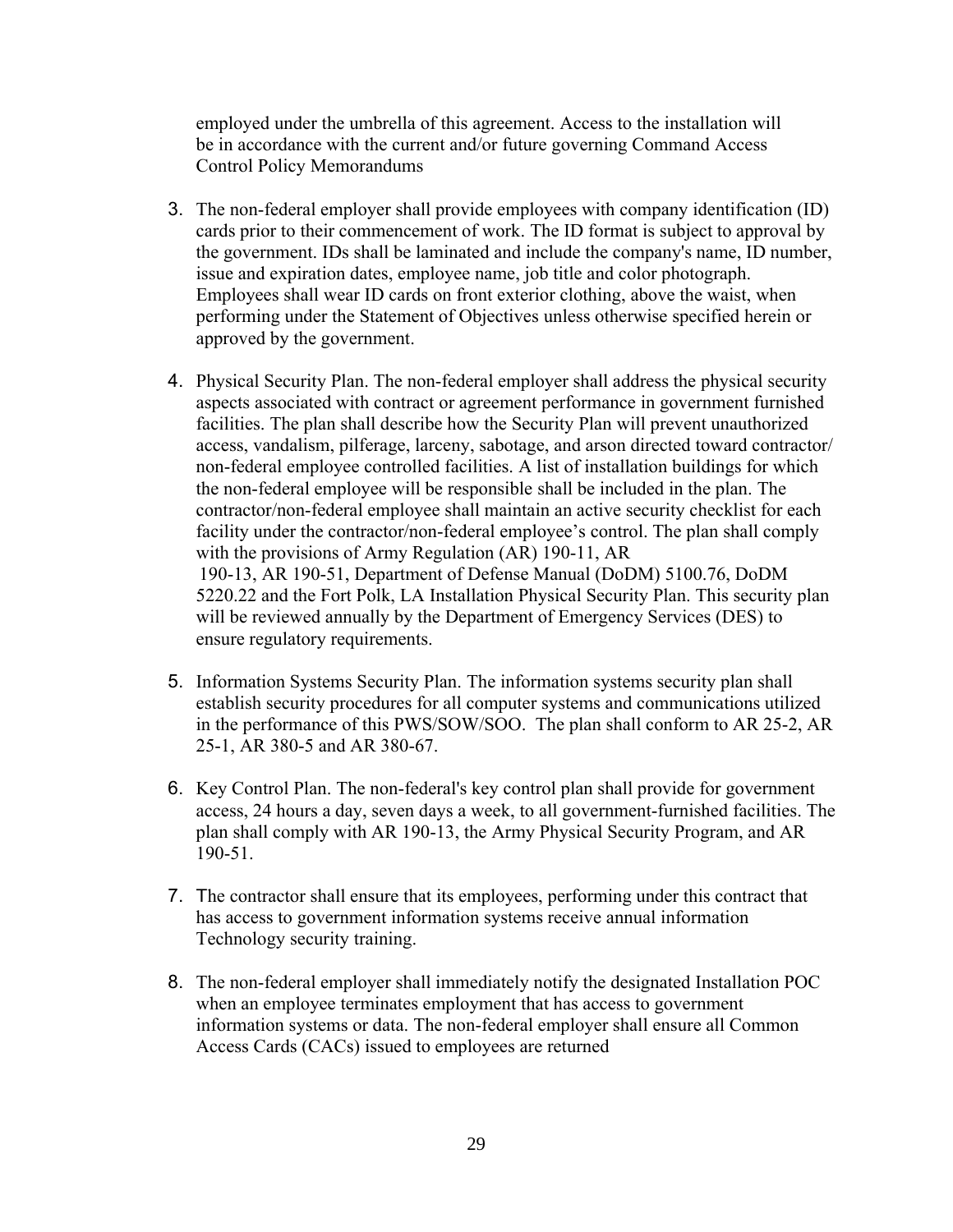employed under the umbrella of this agreement. Access to the installation will be in accordance with the current and/or future governing Command Access Control Policy Memorandums

3. The non-federal employer shall provide employees with company identification (ID) cards prior to their commencement of work. The ID format is subject to approval by the government. IDs shall be laminated and include the company's name, ID number, issue and expiration dates, employee name, job title and color photograph. Employees shall wear ID cards on front exterior clothing, above the waist, when performing under the Statement of Objectives unless otherwise specified herein or approved by the government.

4. Physical Security Plan. The non-federal employer shall address the physical security aspects associated with contract or agreement performance in government furnished facilities. The plan shall describe how the Security Plan will prevent unauthorized access, vandalism, pilferage, larceny, sabotage, and arson directed toward contractor/ non-federal employee controlled facilities. A list of installation buildings for which the non-federal employee will be responsible shall be included in the plan. The contractor/non-federal employee shall maintain an active security checklist for each facility under the contractor/non-federal employee's control. The plan shall comply with the provisions of Army Regulation (AR) 190-11, AR 190-13, AR 190-51, Department of Defense Manual (DoDM) 5100.76, DoDM 5220.22 and the Fort Polk, LA Installation Physical Security Plan. This security plan will be reviewed annually by the Department of Emergency Services (DES) to ensure regulatory requirements.

5. Information Systems Security Plan. The information systems security plan shall establish security procedures for all computer systems and communications utilized in the performance of this PWS/SOW/SOO. The plan shall conform to AR 25-2, AR 25-1, AR 380-5 and AR 380-67.

6. Key Control Plan. The non-federal's key control plan shall provide for government access, 24 hours a day, seven days a week, to all government-furnished facilities. The plan shall comply with AR 190-13, the Army Physical Security Program, and AR 190-51.

7. The contractor shall ensure that its employees, performing under this contract that has access to government information systems receive annual information Technology security training.

8. The non-federal employer shall immediately notify the designated Installation POC when an employee terminates employment that has access to government information systems or data. The non-federal employer shall ensure all Common Access Cards (CACs) issued to employees are returned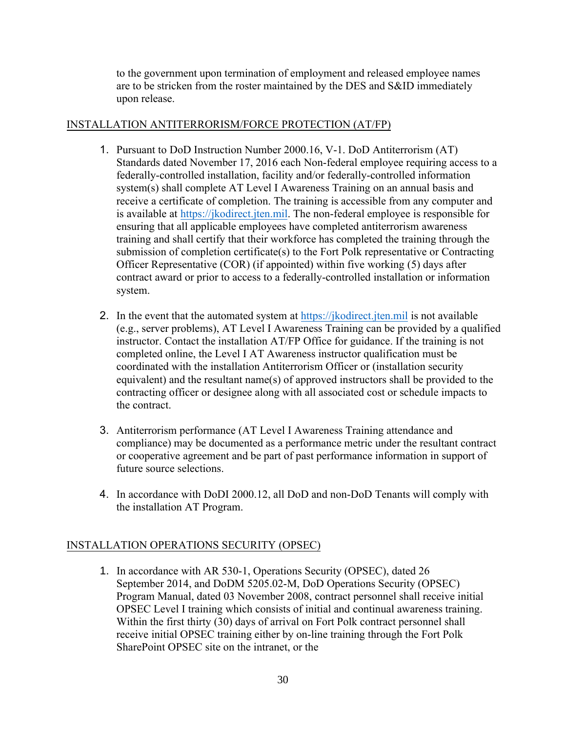to the government upon termination of employment and released employee names are to be stricken from the roster maintained by the DES and S&ID immediately upon release.

INSTALLATION ANTITERRORISM/FORCE PROTECTION (AT/FP)

1. Pursuant to DoD Instruction Number 2000.16, V-1. DoD Antiterrorism (AT) Standards dated November 17, 2016 each Non-federal employee requiring access to a federally-controlled installation, facility and/or federally-controlled information system(s) shall complete AT Level I Awareness Training on an annual basis and receive a certificate of completion. The training is accessible from any computer and is available at https://jkodirect.jten.mil. The non-federal employee is responsible for ensuring that all applicable employees have completed antiterrorism awareness training and shall certify that their workforce has completed the training through the submission of completion certificate(s) to the Fort Polk representative or Contracting Officer Representative (COR) (if appointed) within five working (5) days after contract award or prior to access to a federally-controlled installation or information system.

2. In the event that the automated system at https://jkodirect.jten.mil is not available (e.g., server problems), AT Level I Awareness Training can be provided by a qualified instructor. Contact the installation AT/FP Office for guidance. If the training is not completed online, the Level I AT Awareness instructor qualification must be coordinated with the installation Antiterrorism Officer or (installation security equivalent) and the resultant name(s) of approved instructors shall be provided to the contracting officer or designee along with all associated cost or schedule impacts to the contract.

3. Antiterrorism performance (AT Level I Awareness Training attendance and compliance) may be documented as a performance metric under the resultant contract or cooperative agreement and be part of past performance information in support of future source selections.

4. In accordance with DoDI 2000.12, all DoD and non-DoD Tenants will comply with the installation AT Program.

INSTALLATION OPERATIONS SECURITY (OPSEC)

1. In accordance with AR 530-1, Operations Security (OPSEC), dated 26 September 2014, and DoDM 5205.02-M, DoD Operations Security (OPSEC) Program Manual, dated 03 November 2008, contract personnel shall receive initial OPSEC Level I training which consists of initial and continual awareness training. Within the first thirty (30) days of arrival on Fort Polk contract personnel shall receive initial OPSEC training either by on-line training through the Fort Polk SharePoint OPSEC site on the intranet, or the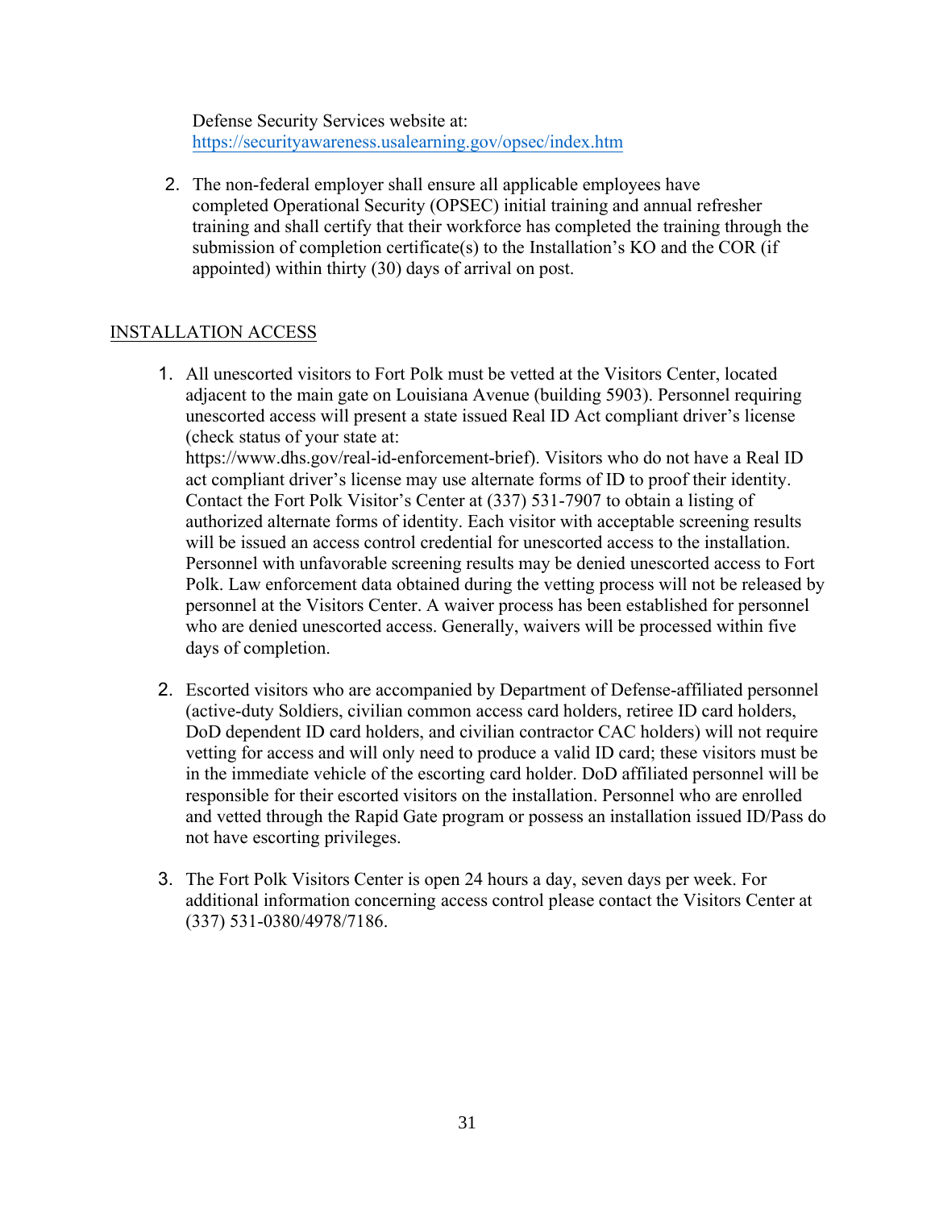Defense Security Services website at:
https://securityawareness.usalearning.gov/opsec/index.htm

2. The non-federal employer shall ensure all applicable employees have completed Operational Security (OPSEC) initial training and annual refresher training and shall certify that their workforce has completed the training through the submission of completion certificate(s) to the Installation's KO and the COR (if appointed) within thirty (30) days of arrival on post.

## INSTALLATION ACCESS

1. All unescorted visitors to Fort Polk must be vetted at the Visitors Center, located adjacent to the main gate on Louisiana Avenue (building 5903). Personnel requiring unescorted access will present a state issued Real ID Act compliant driver's license (check status of your state at: https://www.dhs.gov/real-id-enforcement-brief). Visitors who do not have a Real ID act compliant driver's license may use alternate forms of ID to proof their identity. Contact the Fort Polk Visitor's Center at (337) 531-7907 to obtain a listing of authorized alternate forms of identity. Each visitor with acceptable screening results will be issued an access control credential for unescorted access to the installation. Personnel with unfavorable screening results may be denied unescorted access to Fort Polk. Law enforcement data obtained during the vetting process will not be released by personnel at the Visitors Center. A waiver process has been established for personnel who are denied unescorted access. Generally, waivers will be processed within five days of completion.

2. Escorted visitors who are accompanied by Department of Defense-affiliated personnel (active-duty Soldiers, civilian common access card holders, retiree ID card holders, DoD dependent ID card holders, and civilian contractor CAC holders) will not require vetting for access and will only need to produce a valid ID card; these visitors must be in the immediate vehicle of the escorting card holder. DoD affiliated personnel will be responsible for their escorted visitors on the installation. Personnel who are enrolled and vetted through the Rapid Gate program or possess an installation issued ID/Pass do not have escorting privileges.

3. The Fort Polk Visitors Center is open 24 hours a day, seven days per week. For additional information concerning access control please contact the Visitors Center at (337) 531-0380/4978/7186.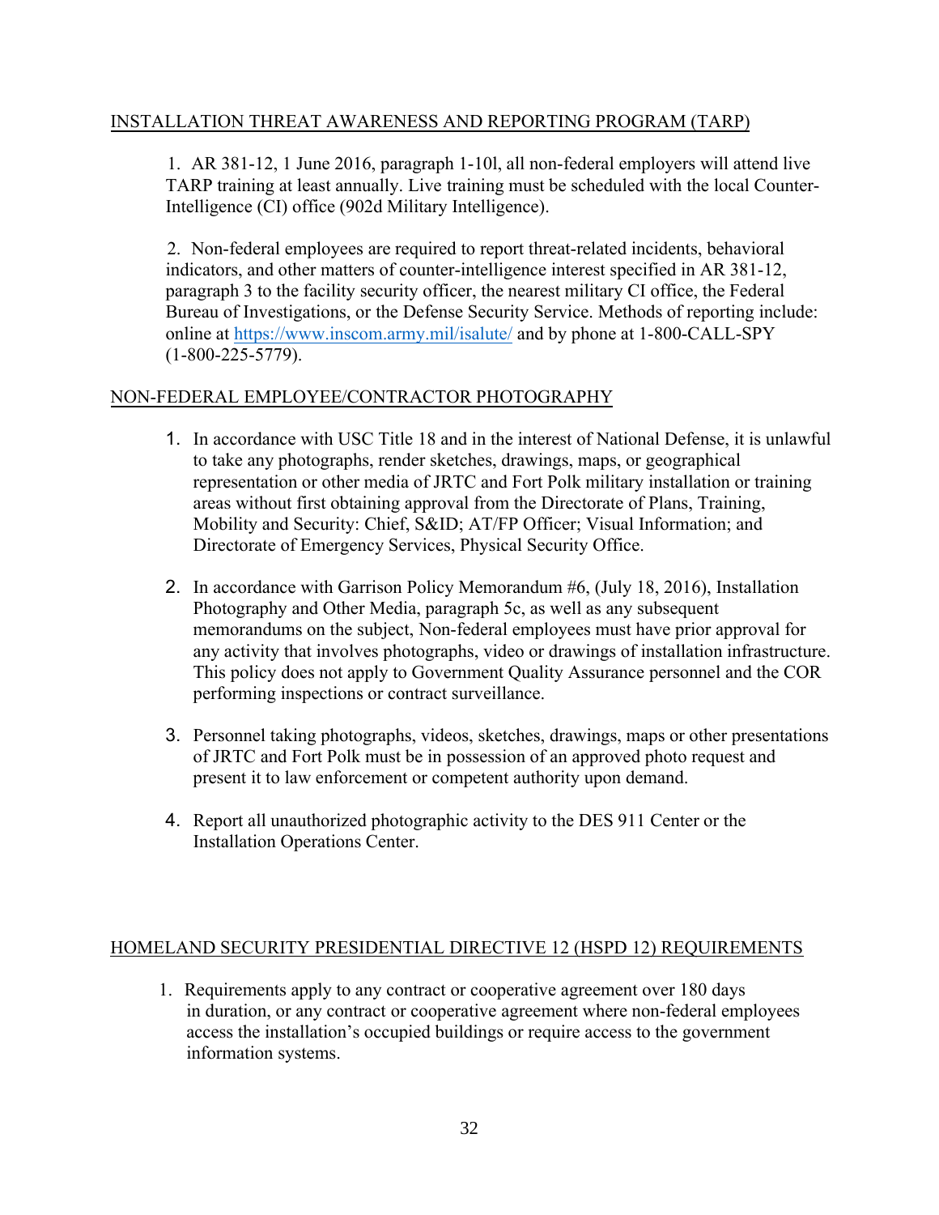## INSTALLATION THREAT AWARENESS AND REPORTING PROGRAM (TARP)

1. AR 381-12, 1 June 2016, paragraph 1-10l, all non-federal employers will attend live TARP training at least annually. Live training must be scheduled with the local Counter-Intelligence (CI) office (902d Military Intelligence).

2. Non-federal employees are required to report threat-related incidents, behavioral indicators, and other matters of counter-intelligence interest specified in AR 381-12, paragraph 3 to the facility security officer, the nearest military CI office, the Federal Bureau of Investigations, or the Defense Security Service. Methods of reporting include: online at https://www.inscom.army.mil/isalute/ and by phone at 1-800-CALL-SPY (1-800-225-5779).

## NON-FEDERAL EMPLOYEE/CONTRACTOR PHOTOGRAPHY

1. In accordance with USC Title 18 and in the interest of National Defense, it is unlawful to take any photographs, render sketches, drawings, maps, or geographical representation or other media of JRTC and Fort Polk military installation or training areas without first obtaining approval from the Directorate of Plans, Training, Mobility and Security: Chief, S&ID; AT/FP Officer; Visual Information; and Directorate of Emergency Services, Physical Security Office.

2. In accordance with Garrison Policy Memorandum #6, (July 18, 2016), Installation Photography and Other Media, paragraph 5c, as well as any subsequent memorandums on the subject, Non-federal employees must have prior approval for any activity that involves photographs, video or drawings of installation infrastructure. This policy does not apply to Government Quality Assurance personnel and the COR performing inspections or contract surveillance.

3. Personnel taking photographs, videos, sketches, drawings, maps or other presentations of JRTC and Fort Polk must be in possession of an approved photo request and present it to law enforcement or competent authority upon demand.

4. Report all unauthorized photographic activity to the DES 911 Center or the Installation Operations Center.

## HOMELAND SECURITY PRESIDENTIAL DIRECTIVE 12 (HSPD 12) REQUIREMENTS

1. Requirements apply to any contract or cooperative agreement over 180 days in duration, or any contract or cooperative agreement where non-federal employees access the installation's occupied buildings or require access to the government information systems.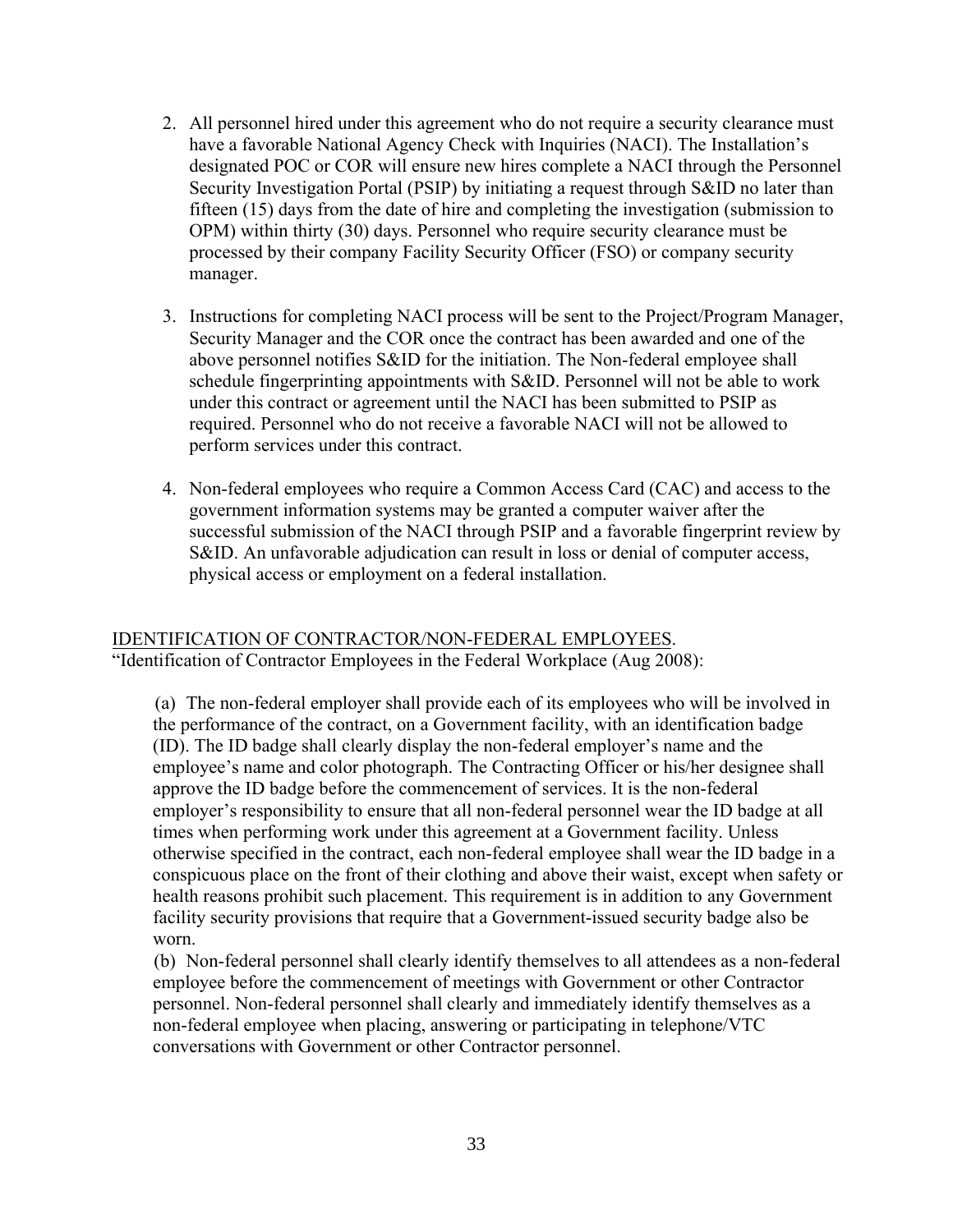2. All personnel hired under this agreement who do not require a security clearance must have a favorable National Agency Check with Inquiries (NACI). The Installation's designated POC or COR will ensure new hires complete a NACI through the Personnel Security Investigation Portal (PSIP) by initiating a request through S&ID no later than fifteen (15) days from the date of hire and completing the investigation (submission to OPM) within thirty (30) days. Personnel who require security clearance must be processed by their company Facility Security Officer (FSO) or company security manager.

3. Instructions for completing NACI process will be sent to the Project/Program Manager, Security Manager and the COR once the contract has been awarded and one of the above personnel notifies S&ID for the initiation. The Non-federal employee shall schedule fingerprinting appointments with S&ID. Personnel will not be able to work under this contract or agreement until the NACI has been submitted to PSIP as required. Personnel who do not receive a favorable NACI will not be allowed to perform services under this contract.

4. Non-federal employees who require a Common Access Card (CAC) and access to the government information systems may be granted a computer waiver after the successful submission of the NACI through PSIP and a favorable fingerprint review by S&ID. An unfavorable adjudication can result in loss or denial of computer access, physical access or employment on a federal installation.

<u>IDENTIFICATION OF CONTRACTOR/NON-FEDERAL EMPLOYEES</u>.

"Identification of Contractor Employees in the Federal Workplace (Aug 2008):

(a) The non-federal employer shall provide each of its employees who will be involved in the performance of the contract, on a Government facility, with an identification badge (ID). The ID badge shall clearly display the non-federal employer's name and the employee's name and color photograph. The Contracting Officer or his/her designee shall approve the ID badge before the commencement of services. It is the non-federal employer's responsibility to ensure that all non-federal personnel wear the ID badge at all times when performing work under this agreement at a Government facility. Unless otherwise specified in the contract, each non-federal employee shall wear the ID badge in a conspicuous place on the front of their clothing and above their waist, except when safety or health reasons prohibit such placement. This requirement is in addition to any Government facility security provisions that require that a Government-issued security badge also be worn.

(b) Non-federal personnel shall clearly identify themselves to all attendees as a non-federal employee before the commencement of meetings with Government or other Contractor personnel. Non-federal personnel shall clearly and immediately identify themselves as a non-federal employee when placing, answering or participating in telephone/VTC conversations with Government or other Contractor personnel.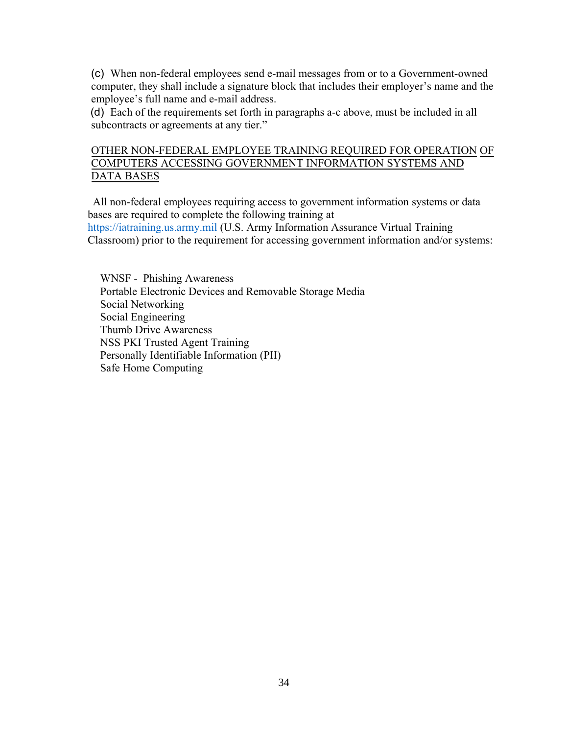(c) When non-federal employees send e-mail messages from or to a Government-owned computer, they shall include a signature block that includes their employer's name and the employee's full name and e-mail address.

(d) Each of the requirements set forth in paragraphs a-c above, must be included in all subcontracts or agreements at any tier."

<u>OTHER NON-FEDERAL EMPLOYEE TRAINING REQUIRED FOR OPERATION OF COMPUTERS ACCESSING GOVERNMENT INFORMATION SYSTEMS AND DATA BASES</u>

All non-federal employees requiring access to government information systems or data bases are required to complete the following training at https://iatraining.us.army.mil (U.S. Army Information Assurance Virtual Training Classroom) prior to the requirement for accessing government information and/or systems:

WNSF - Phishing Awareness
Portable Electronic Devices and Removable Storage Media
Social Networking
Social Engineering
Thumb Drive Awareness
NSS PKI Trusted Agent Training
Personally Identifiable Information (PII)
Safe Home Computing